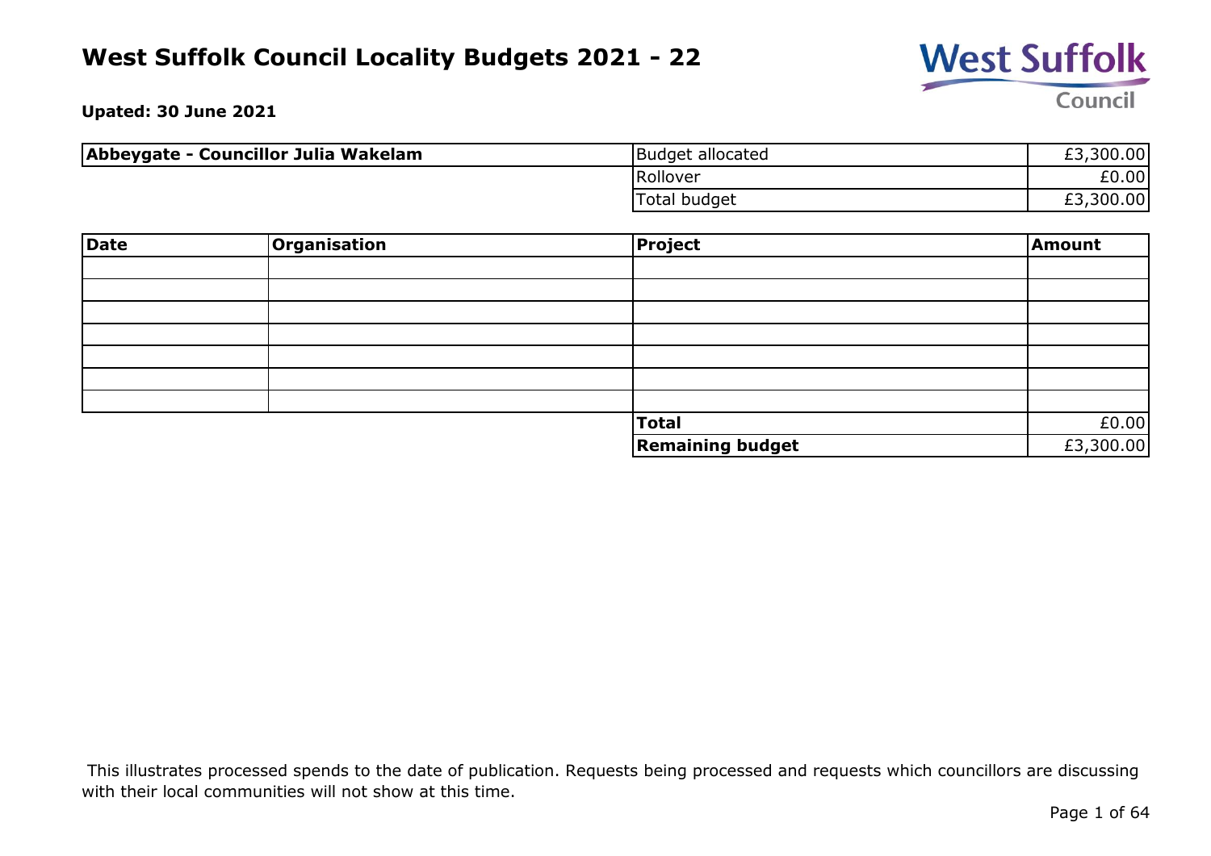# West Suffolk Council Locality Budgets 2021 - 22

**Upated: 30 June 2021**

| **Abbeygate - Councillor Julia Wakelam** | | |
|---|---|---|
| | Budget allocated | £3,300.00 |
| | Rollover | £0.00 |
| | Total budget | £3,300.00 |

| Date | Organisation | Project | Amount |
|---|---|---|---|
| | | | |
| | | | |
| | | | |
| | | | |
| | | | |
| | | | |
| | | | |
| | | **Total** | £0.00 |
| | | **Remaining budget** | £3,300.00 |

This illustrates processed spends to the date of publication. Requests being processed and requests which councillors are discussing with their local communities will not show at this time.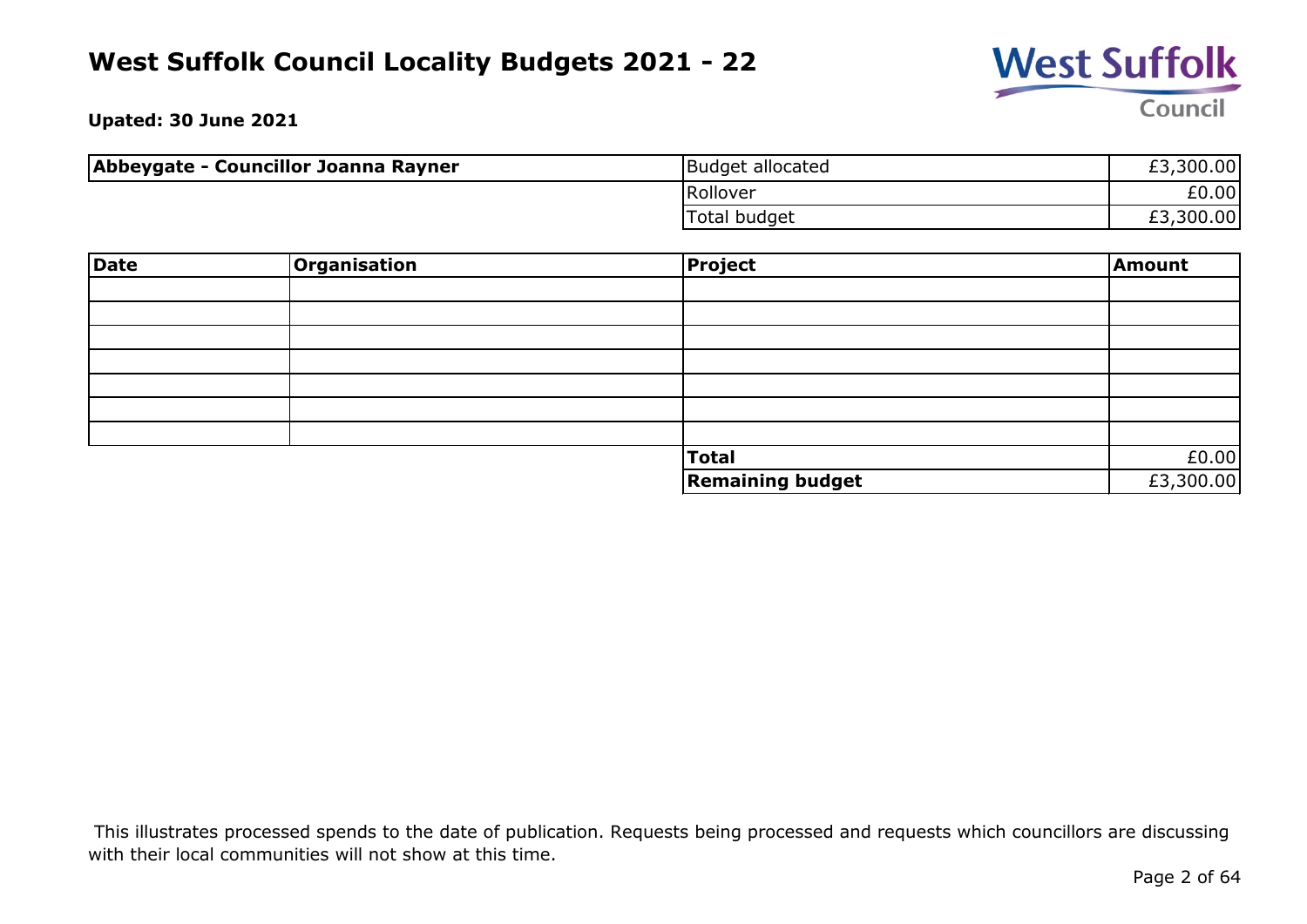# West Suffolk Council Locality Budgets 2021 - 22

**Upated: 30 June 2021**

| Abbeygate - Councillor Joanna Rayner | Budget allocated | £3,300.00 |
|---|---|---|
| | Rollover | £0.00 |
| | Total budget | £3,300.00 |

| Date | Organisation | Project | Amount |
|---|---|---|---|
| | | | |
| | | | |
| | | | |
| | | | |
| | | | |
| | | | |
| | | | |
| | | **Total** | £0.00 |
| | | **Remaining budget** | £3,300.00 |

This illustrates processed spends to the date of publication. Requests being processed and requests which councillors are discussing with their local communities will not show at this time.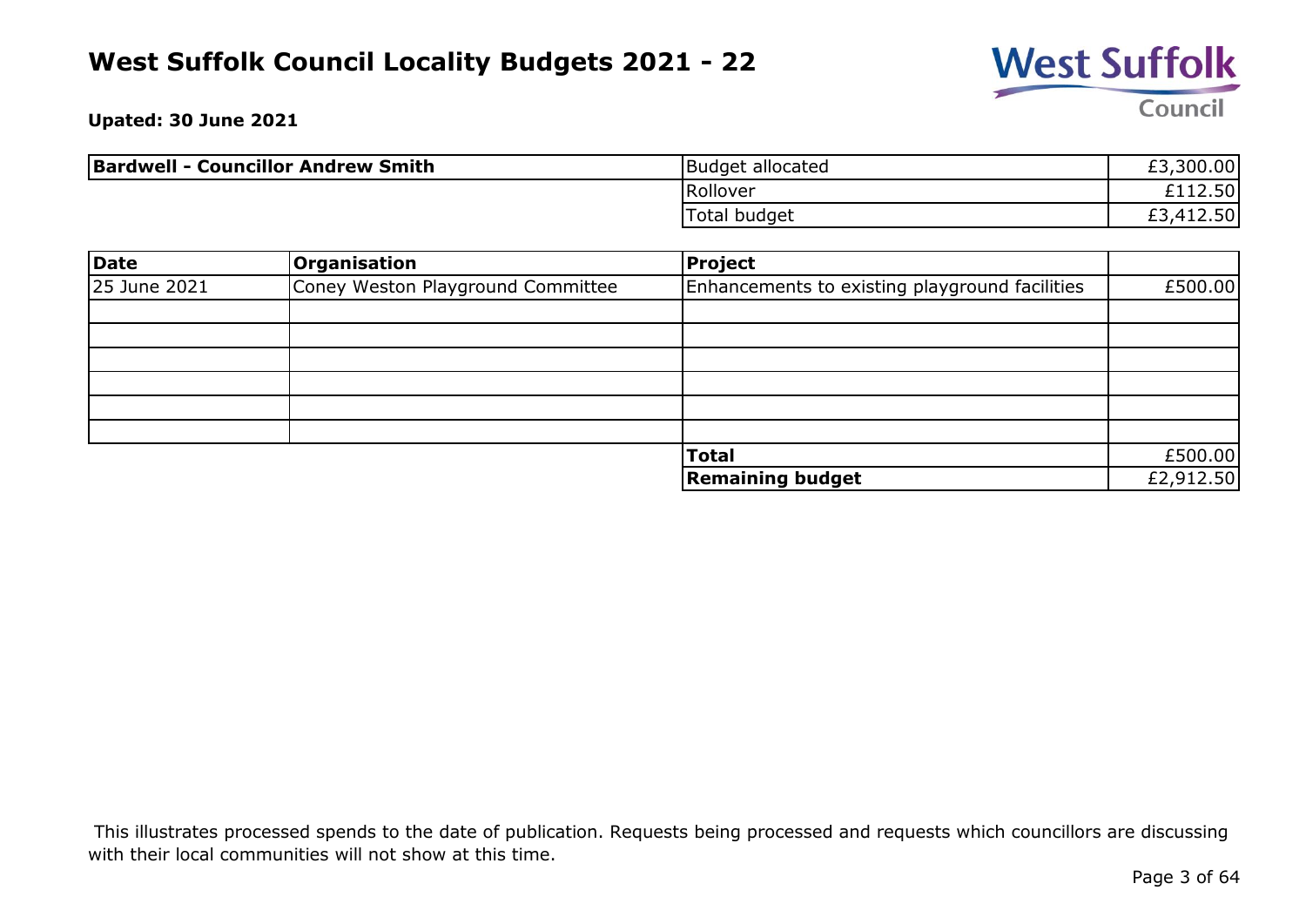# West Suffolk Council Locality Budgets 2021 - 22

**Upated: 30 June 2021**

| **Bardwell - Councillor Andrew Smith** | Budget allocated | £3,300.00 |
|---|---|---|
| | Rollover | £112.50 |
| | Total budget | £3,412.50 |

| **Date** | **Organisation** | **Project** | |
|---|---|---|---|
| 25 June 2021 | Coney Weston Playground Committee | Enhancements to existing playground facilities | £500.00 |
| | | | |
| | | | |
| | | | |
| | | | |
| | | | |
| | | | |
| | | **Total** | £500.00 |
| | | **Remaining budget** | £2,912.50 |

This illustrates processed spends to the date of publication. Requests being processed and requests which councillors are discussing with their local communities will not show at this time.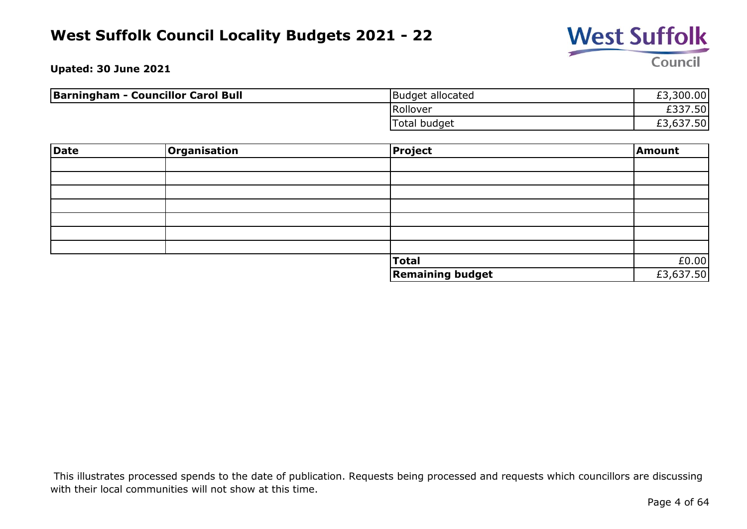# West Suffolk Council Locality Budgets 2021 - 22

**Upated: 30 June 2021**

| Barningham - Councillor Carol Bull | | |
|---|---|---|
| | Budget allocated | £3,300.00 |
| | Rollover | £337.50 |
| | Total budget | £3,637.50 |

| Date | Organisation | Project | Amount |
|---|---|---|---|
| | | | |
| | | | |
| | | | |
| | | | |
| | | | |
| | | | |
| | | | |
| | | **Total** | £0.00 |
| | | **Remaining budget** | £3,637.50 |

This illustrates processed spends to the date of publication. Requests being processed and requests which councillors are discussing with their local communities will not show at this time.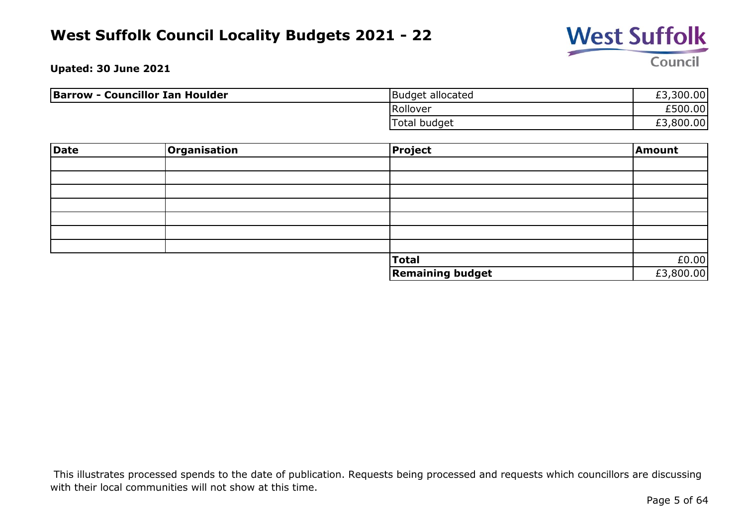# West Suffolk Council Locality Budgets 2021 - 22

**Upated: 30 June 2021**

| **Barrow - Councillor Ian Houlder** | | |
|---|---|---|
| | Budget allocated | £3,300.00 |
| | Rollover | £500.00 |
| | Total budget | £3,800.00 |

| **Date** | **Organisation** | **Project** | **Amount** |
|---|---|---|---|
| | | | |
| | | | |
| | | | |
| | | | |
| | | | |
| | | | |
| | | | |
| | | **Total** | £0.00 |
| | | **Remaining budget** | £3,800.00 |

This illustrates processed spends to the date of publication. Requests being processed and requests which councillors are discussing with their local communities will not show at this time.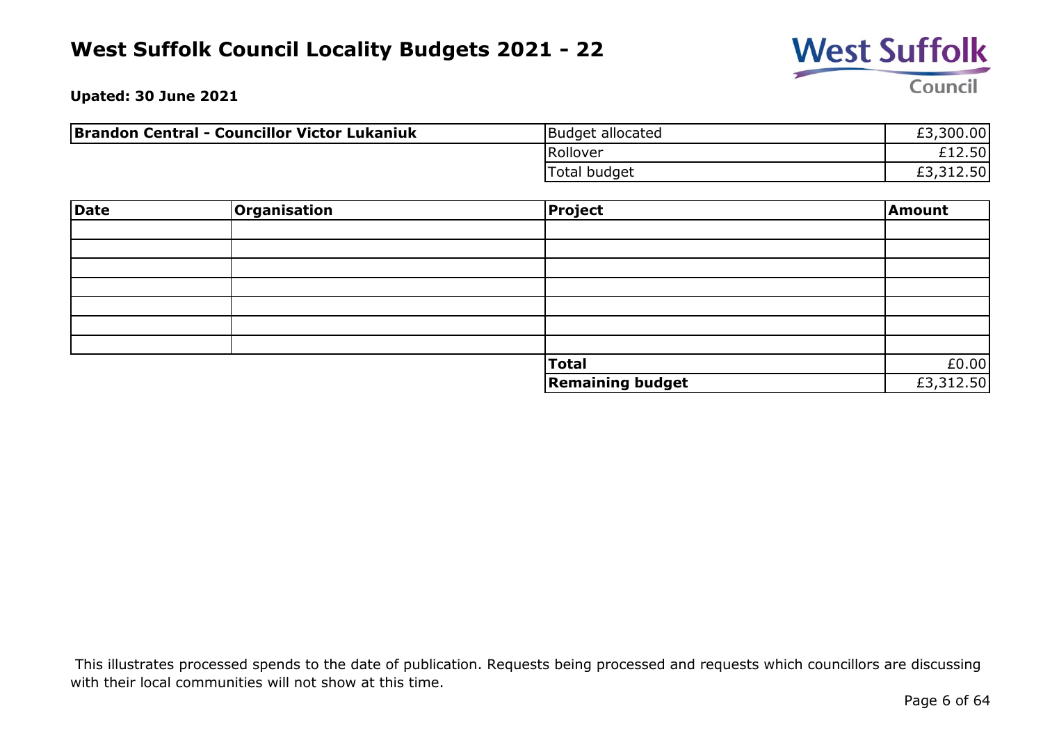# West Suffolk Council Locality Budgets 2021 - 22

**Upated: 30 June 2021**

| **Brandon Central - Councillor Victor Lukaniuk** | | |
|---|---|---|
| | Budget allocated | £3,300.00 |
| | Rollover | £12.50 |
| | Total budget | £3,312.50 |

| Date | Organisation | Project | Amount |
|---|---|---|---|
| | | | |
| | | | |
| | | | |
| | | | |
| | | | |
| | | | |
| | | | |
| | | **Total** | £0.00 |
| | | **Remaining budget** | £3,312.50 |

This illustrates processed spends to the date of publication. Requests being processed and requests which councillors are discussing with their local communities will not show at this time.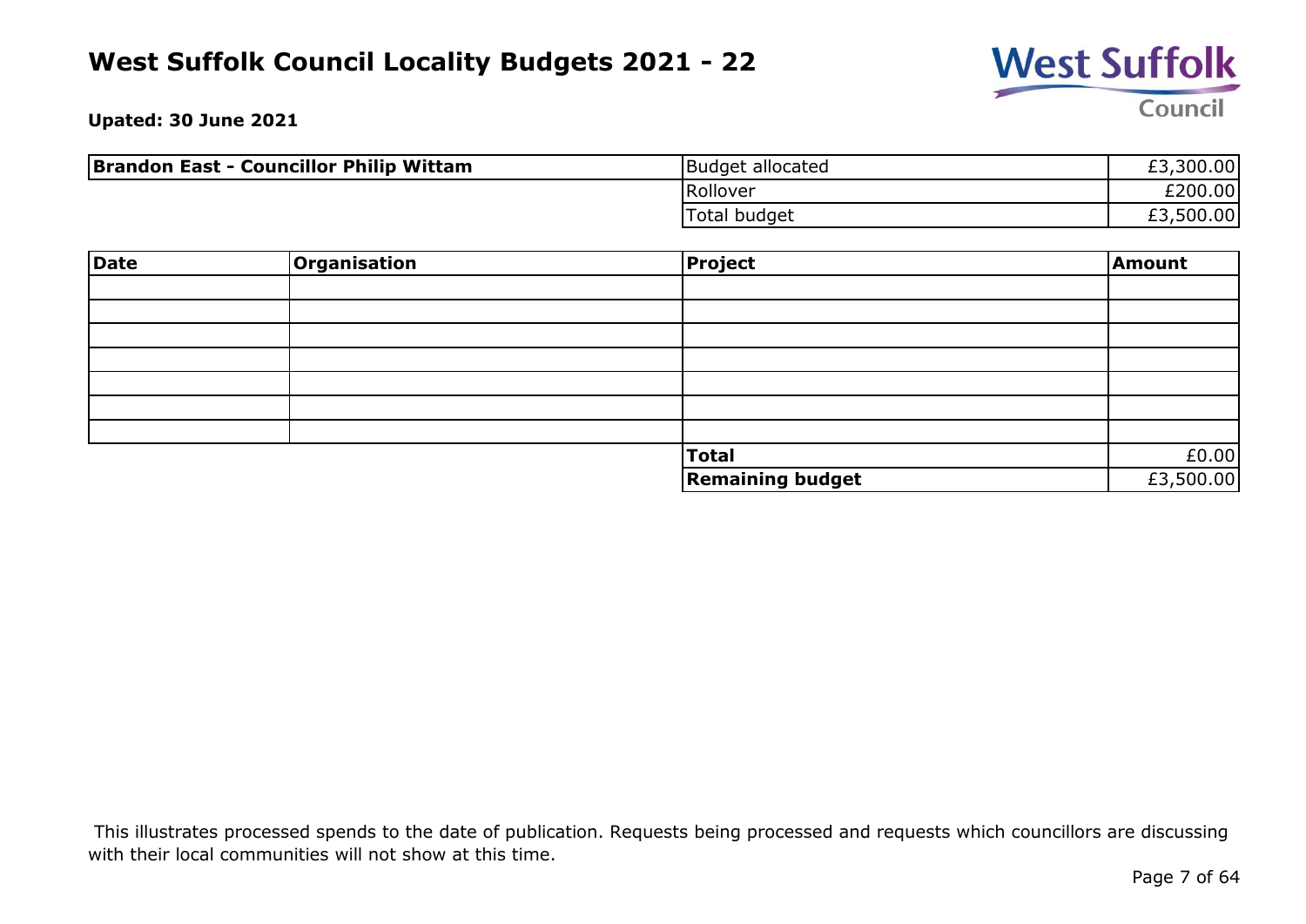# West Suffolk Council Locality Budgets 2021 - 22

**Upated: 30 June 2021**

| **Brandon East - Councillor Philip Wittam** | | |
|---|---|---|
| | Budget allocated | £3,300.00 |
| | Rollover | £200.00 |
| | Total budget | £3,500.00 |

| **Date** | **Organisation** | **Project** | **Amount** |
|---|---|---|---|
| | | | |
| | | | |
| | | | |
| | | | |
| | | | |
| | | | |
| | | | |
| | | **Total** | £0.00 |
| | | **Remaining budget** | £3,500.00 |

This illustrates processed spends to the date of publication. Requests being processed and requests which councillors are discussing with their local communities will not show at this time.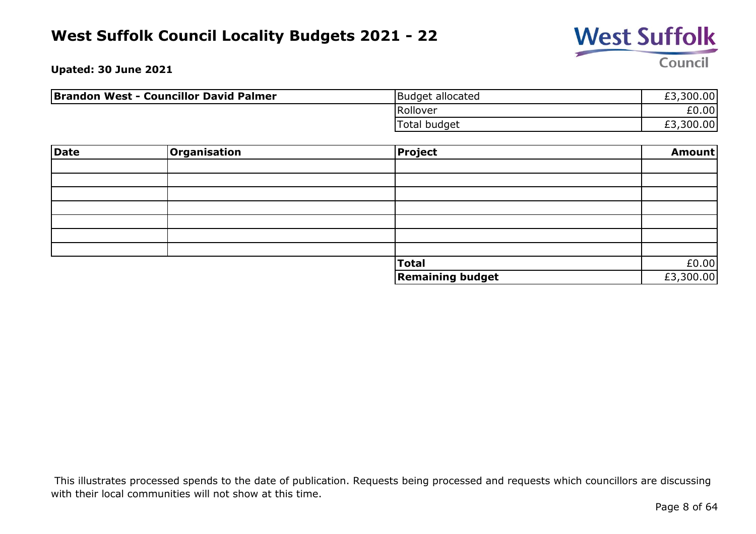# West Suffolk Council Locality Budgets 2021 - 22

**Upated: 30 June 2021**

| Brandon West - Councillor David Palmer | Budget allocated | £3,300.00 |
|---|---|---|
| | Rollover | £0.00 |
| | Total budget | £3,300.00 |

| Date | Organisation | Project | Amount |
|---|---|---|---|
| | | | |
| | | | |
| | | | |
| | | | |
| | | | |
| | | | |
| | | | |
| | | **Total** | £0.00 |
| | | **Remaining budget** | £3,300.00 |

This illustrates processed spends to the date of publication. Requests being processed and requests which councillors are discussing with their local communities will not show at this time.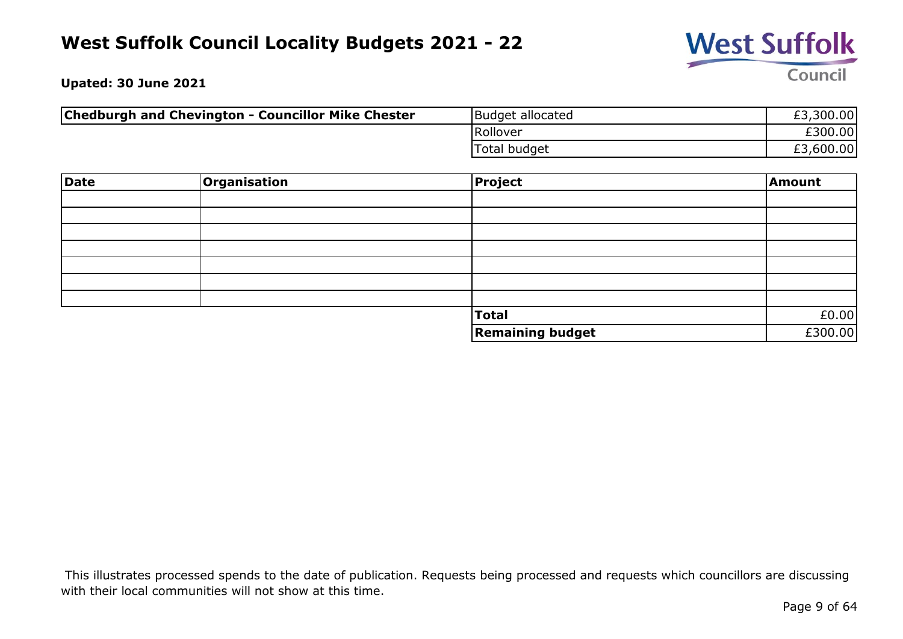# West Suffolk Council Locality Budgets 2021 - 22

**Upated: 30 June 2021**

| **Chedburgh and Chevington - Councillor Mike Chester** | | |
|---|---|---|
| | Budget allocated | £3,300.00 |
| | Rollover | £300.00 |
| | Total budget | £3,600.00 |

| Date | Organisation | Project | Amount |
|---|---|---|---|
| | | | |
| | | | |
| | | | |
| | | | |
| | | | |
| | | | |
| | | | |
| | | **Total** | £0.00 |
| | | **Remaining budget** | £300.00 |

This illustrates processed spends to the date of publication. Requests being processed and requests which councillors are discussing with their local communities will not show at this time.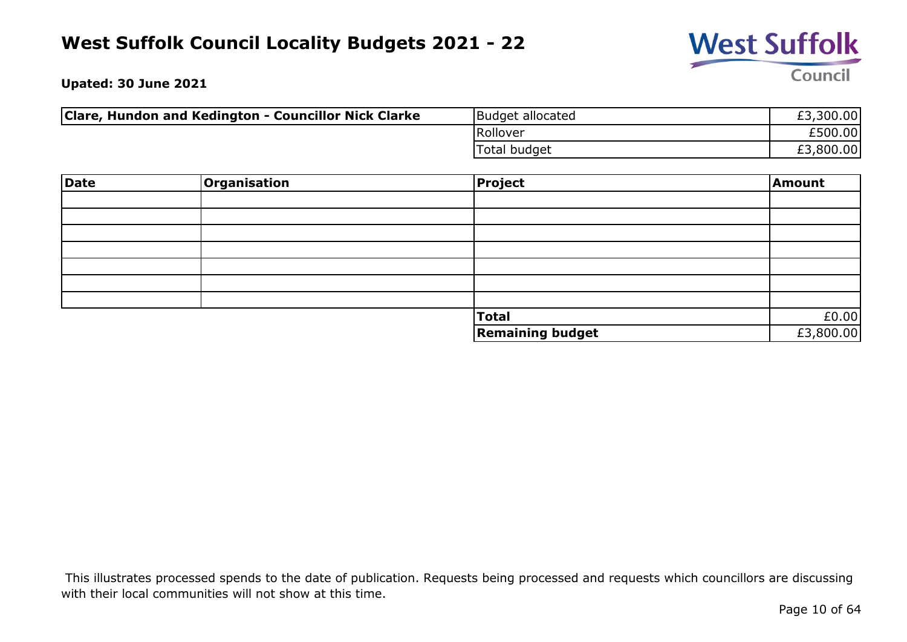# West Suffolk Council Locality Budgets 2021 - 22

**Upated: 30 June 2021**

| **Clare, Hundon and Kedington - Councillor Nick Clarke** | Budget allocated | £3,300.00 |
|---|---|---|
| | Rollover | £500.00 |
| | Total budget | £3,800.00 |

| **Date** | **Organisation** | **Project** | **Amount** |
|---|---|---|---|
| | | | |
| | | | |
| | | | |
| | | | |
| | | | |
| | | | |
| | | | |
| | | **Total** | £0.00 |
| | | **Remaining budget** | £3,800.00 |

This illustrates processed spends to the date of publication. Requests being processed and requests which councillors are discussing with their local communities will not show at this time.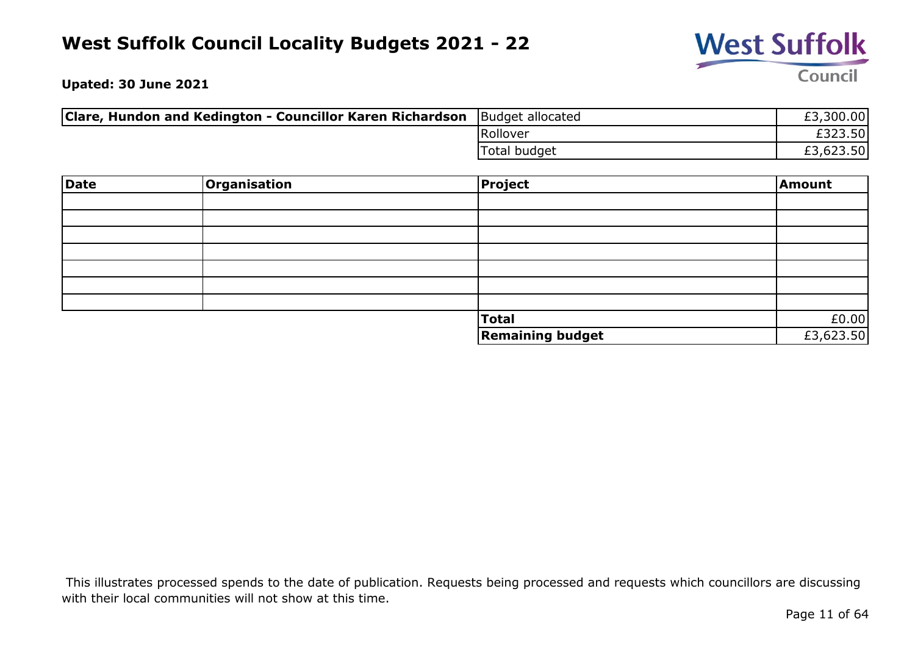# West Suffolk Council Locality Budgets 2021 - 22

**Upated: 30 June 2021**

| **Clare, Hundon and Kedington - Councillor Karen Richardson** | Budget allocated | £3,300.00 |
|---|---|---|
| | Rollover | £323.50 |
| | Total budget | £3,623.50 |

| **Date** | **Organisation** | **Project** | **Amount** |
|---|---|---|---|
| | | | |
| | | | |
| | | | |
| | | | |
| | | | |
| | | | |
| | | | |
| | | **Total** | £0.00 |
| | | **Remaining budget** | £3,623.50 |

This illustrates processed spends to the date of publication. Requests being processed and requests which councillors are discussing with their local communities will not show at this time.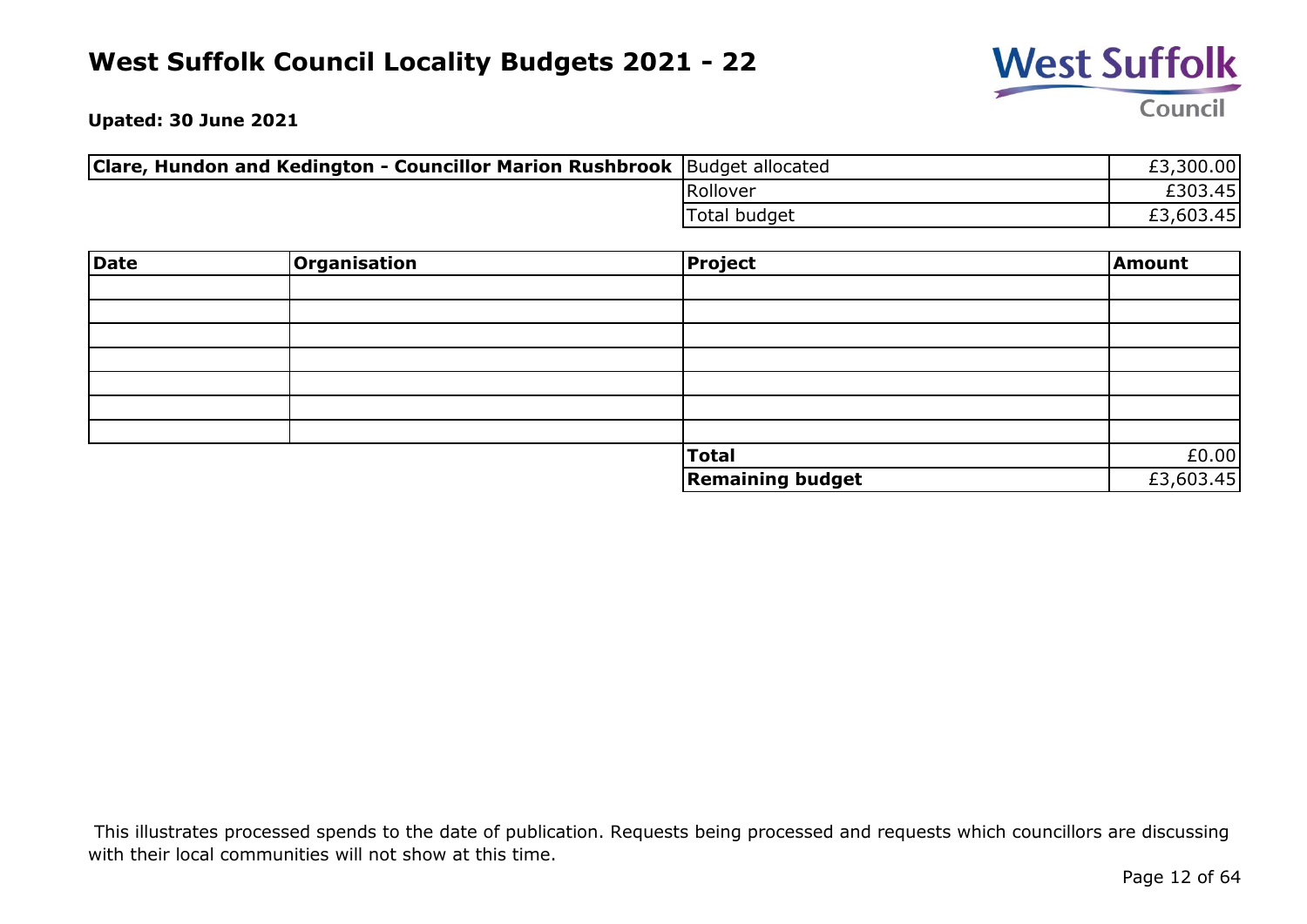# West Suffolk Council Locality Budgets 2021 - 22

**Upated: 30 June 2021**

| **Clare, Hundon and Kedington - Councillor Marion Rushbrook** | Budget allocated | £3,300.00 |
|---|---|---|
| | Rollover | £303.45 |
| | Total budget | £3,603.45 |

| Date | Organisation | Project | Amount |
|---|---|---|---|
| | | | |
| | | | |
| | | | |
| | | | |
| | | | |
| | | | |
| | | | |
| | | **Total** | £0.00 |
| | | **Remaining budget** | £3,603.45 |

This illustrates processed spends to the date of publication. Requests being processed and requests which councillors are discussing with their local communities will not show at this time.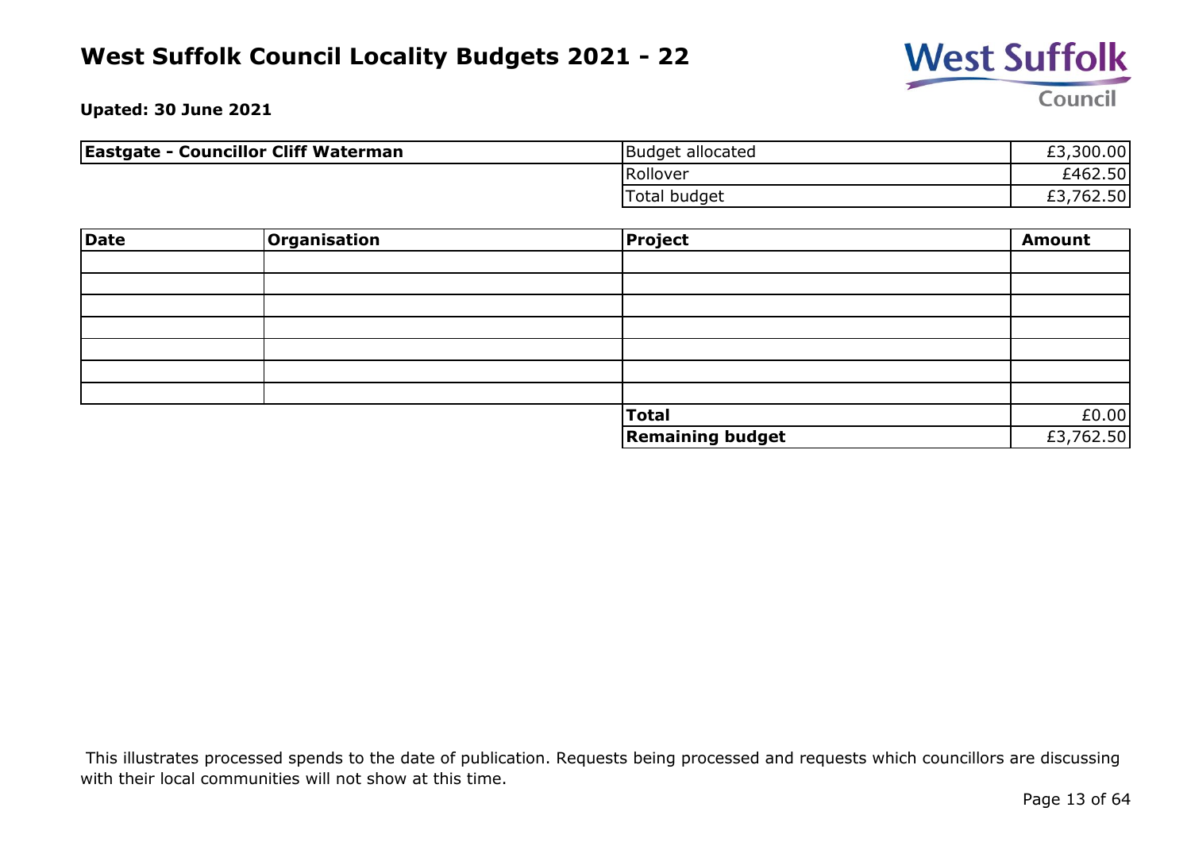# West Suffolk Council Locality Budgets 2021 - 22

**Upated: 30 June 2021**

| **Eastgate - Councillor Cliff Waterman** | Budget allocated | £3,300.00 |
|---|---|---|
| | Rollover | £462.50 |
| | Total budget | £3,762.50 |

| **Date** | **Organisation** | **Project** | **Amount** |
|---|---|---|---|
| | | | |
| | | | |
| | | | |
| | | | |
| | | | |
| | | | |
| | | | |
| | | **Total** | £0.00 |
| | | **Remaining budget** | £3,762.50 |

This illustrates processed spends to the date of publication. Requests being processed and requests which councillors are discussing with their local communities will not show at this time.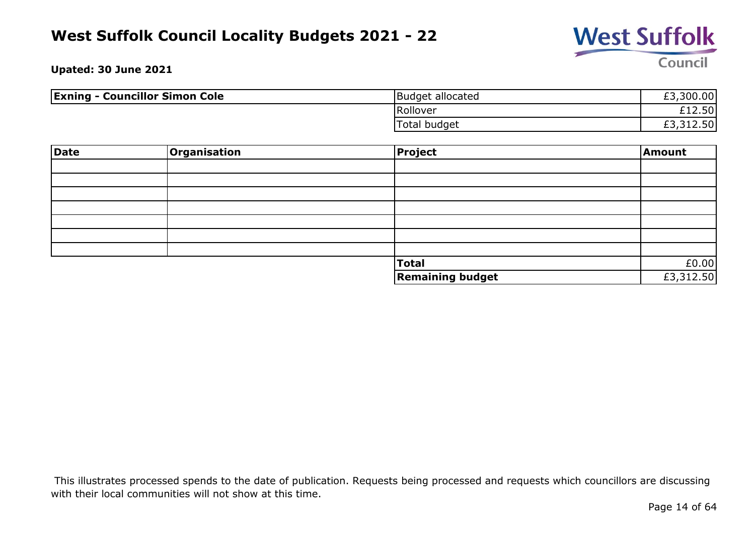# West Suffolk Council Locality Budgets 2021 - 22

**Upated: 30 June 2021**

| **Exning - Councillor Simon Cole** | Budget allocated | £3,300.00 |
|---|---|---|
| | Rollover | £12.50 |
| | Total budget | £3,312.50 |

| **Date** | **Organisation** | **Project** | **Amount** |
|---|---|---|---|
| | | | |
| | | | |
| | | | |
| | | | |
| | | | |
| | | | |
| | | | |
| | | **Total** | £0.00 |
| | | **Remaining budget** | £3,312.50 |

This illustrates processed spends to the date of publication. Requests being processed and requests which councillors are discussing with their local communities will not show at this time.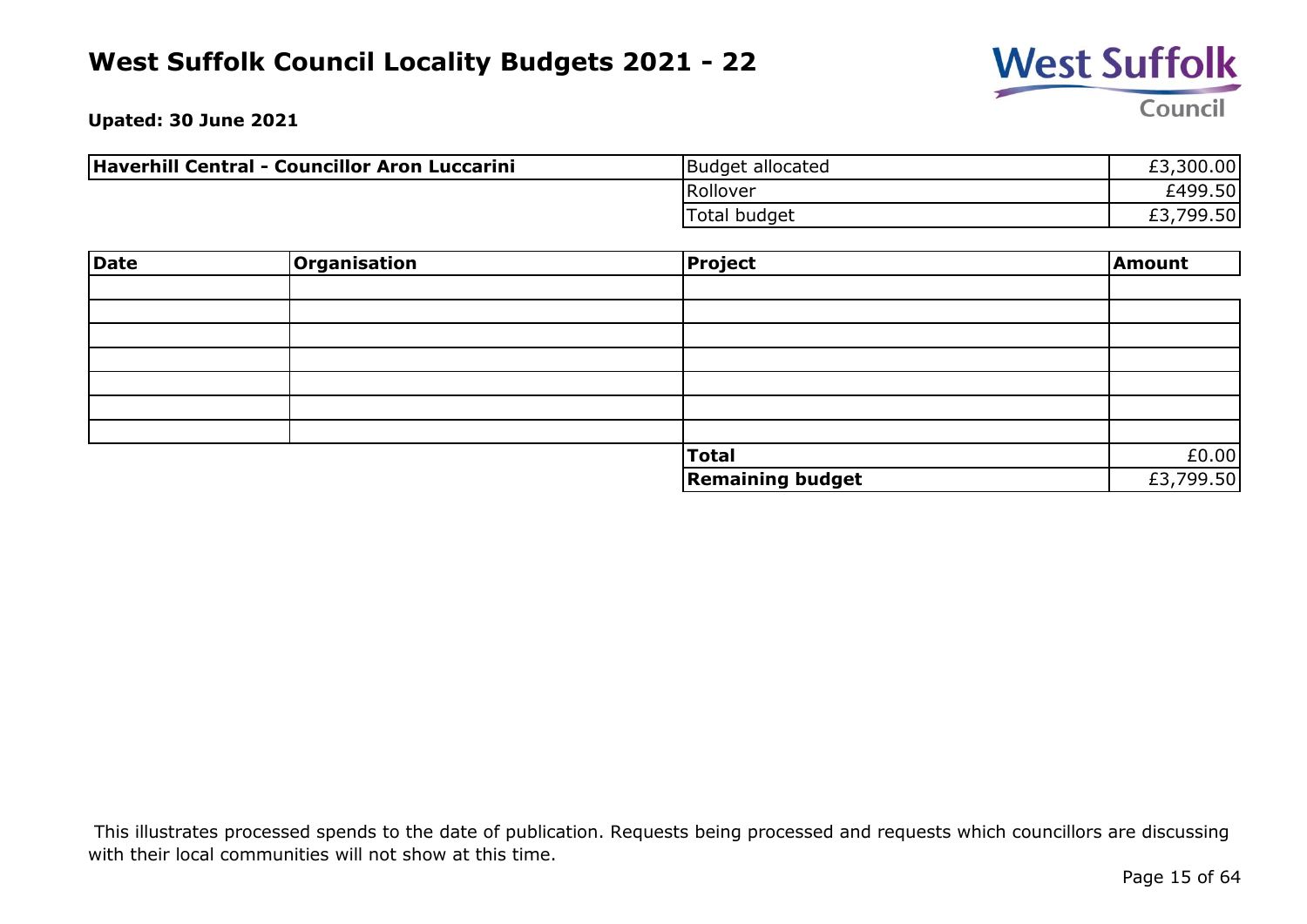# West Suffolk Council Locality Budgets 2021 - 22

**Upated: 30 June 2021**

| **Haverhill Central - Councillor Aron Luccarini** | Budget allocated | £3,300.00 |
|---|---|---|
| | Rollover | £499.50 |
| | Total budget | £3,799.50 |

| **Date** | **Organisation** | **Project** | **Amount** |
|---|---|---|---|
| | | | |
| | | | |
| | | | |
| | | | |
| | | | |
| | | | |
| | | | |
| | | **Total** | £0.00 |
| | | **Remaining budget** | £3,799.50 |

This illustrates processed spends to the date of publication. Requests being processed and requests which councillors are discussing with their local communities will not show at this time.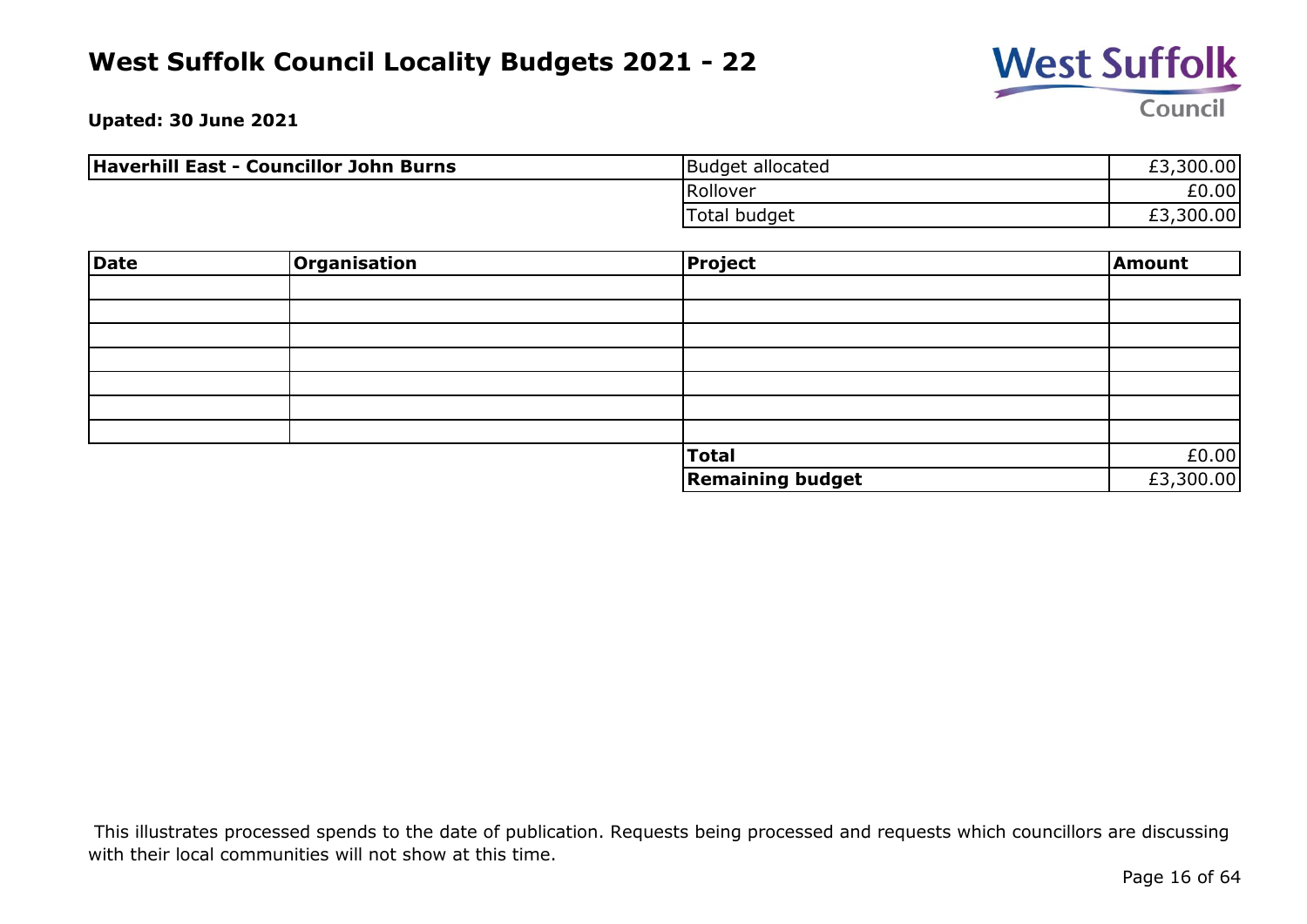# West Suffolk Council Locality Budgets 2021 - 22

**Upated: 30 June 2021**

| **Haverhill East - Councillor John Burns** | | |
|---|---|---|
| | Budget allocated | £3,300.00 |
| | Rollover | £0.00 |
| | Total budget | £3,300.00 |

| **Date** | **Organisation** | **Project** | **Amount** |
|---|---|---|---|
| | | | |
| | | | |
| | | | |
| | | | |
| | | | |
| | | | |
| | | | |
| | | **Total** | £0.00 |
| | | **Remaining budget** | £3,300.00 |

This illustrates processed spends to the date of publication. Requests being processed and requests which councillors are discussing with their local communities will not show at this time.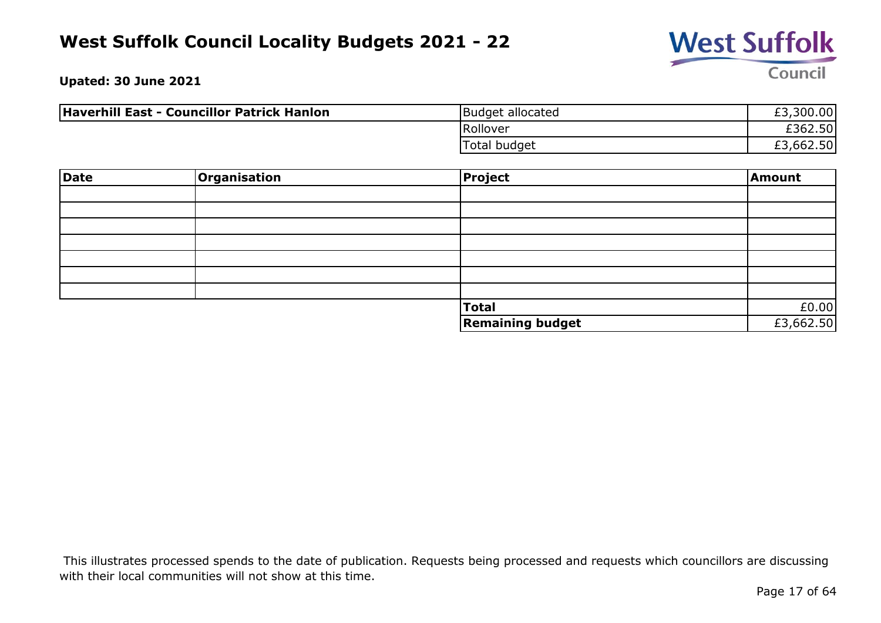# West Suffolk Council Locality Budgets 2021 - 22

**Upated: 30 June 2021**

| **Haverhill East - Councillor Patrick Hanlon** | | |
|---|---|---|
| | Budget allocated | £3,300.00 |
| | Rollover | £362.50 |
| | Total budget | £3,662.50 |

| **Date** | **Organisation** | **Project** | **Amount** |
|---|---|---|---|
| | | | |
| | | | |
| | | | |
| | | | |
| | | | |
| | | | |
| | | | |
| | | **Total** | £0.00 |
| | | **Remaining budget** | £3,662.50 |

This illustrates processed spends to the date of publication. Requests being processed and requests which councillors are discussing with their local communities will not show at this time.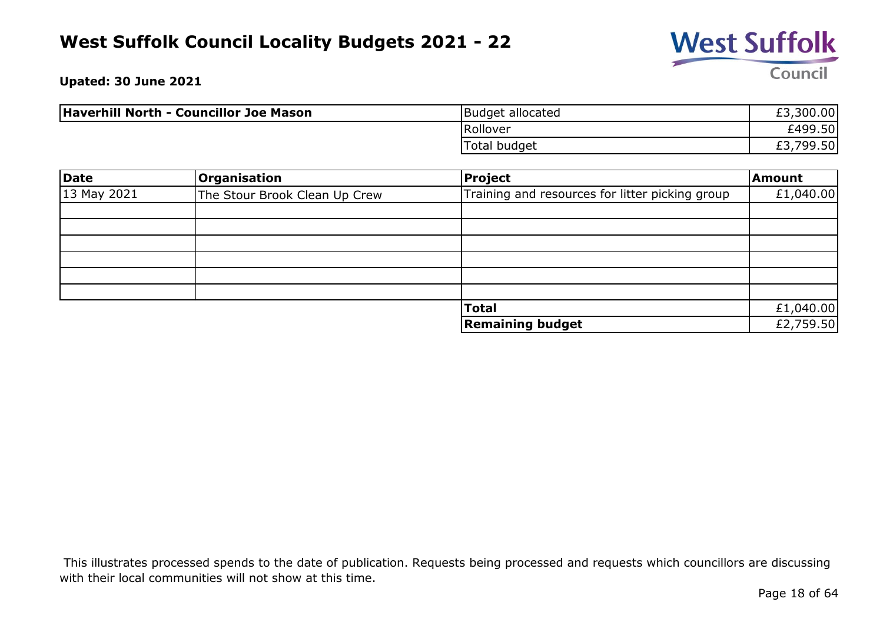# West Suffolk Council Locality Budgets 2021 - 22

**Upated: 30 June 2021**

| **Haverhill North - Councillor Joe Mason** | | |
|---|---|---|
| | Budget allocated | £3,300.00 |
| | Rollover | £499.50 |
| | Total budget | £3,799.50 |

| **Date** | **Organisation** | **Project** | **Amount** |
|---|---|---|---|
| 13 May 2021 | The Stour Brook Clean Up Crew | Training and resources for litter picking group | £1,040.00 |
| | | | |
| | | | |
| | | | |
| | | | |
| | | | |
| | | | |
| | | **Total** | £1,040.00 |
| | | **Remaining budget** | £2,759.50 |

This illustrates processed spends to the date of publication. Requests being processed and requests which councillors are discussing with their local communities will not show at this time.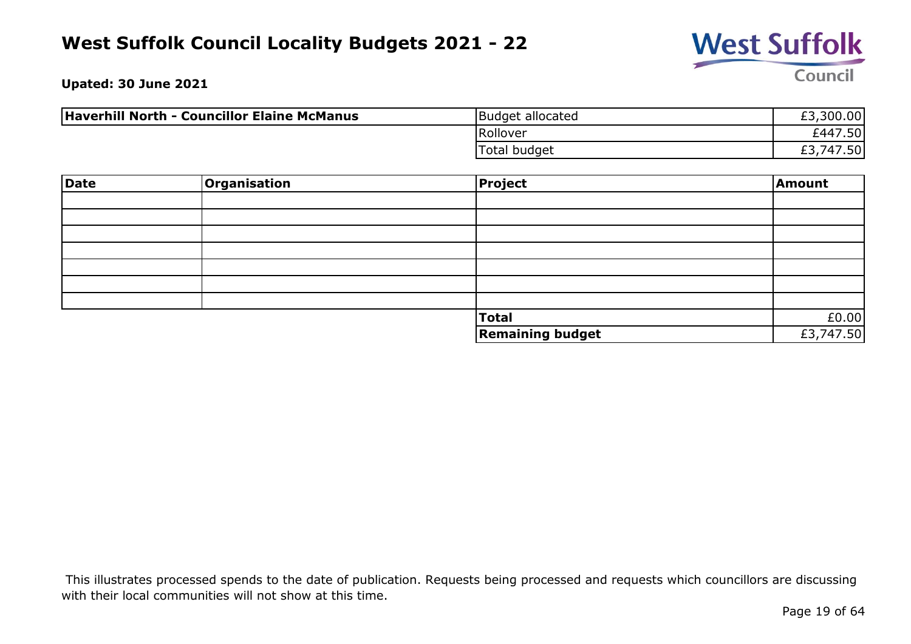# West Suffolk Council Locality Budgets 2021 - 22

**Upated: 30 June 2021**

| **Haverhill North - Councillor Elaine McManus** | Budget allocated | £3,300.00 |
|---|---|---|
| | Rollover | £447.50 |
| | Total budget | £3,747.50 |

| **Date** | **Organisation** | **Project** | **Amount** |
|---|---|---|---|
| | | | |
| | | | |
| | | | |
| | | | |
| | | | |
| | | | |
| | | | |
| | | **Total** | £0.00 |
| | | **Remaining budget** | £3,747.50 |

This illustrates processed spends to the date of publication. Requests being processed and requests which councillors are discussing with their local communities will not show at this time.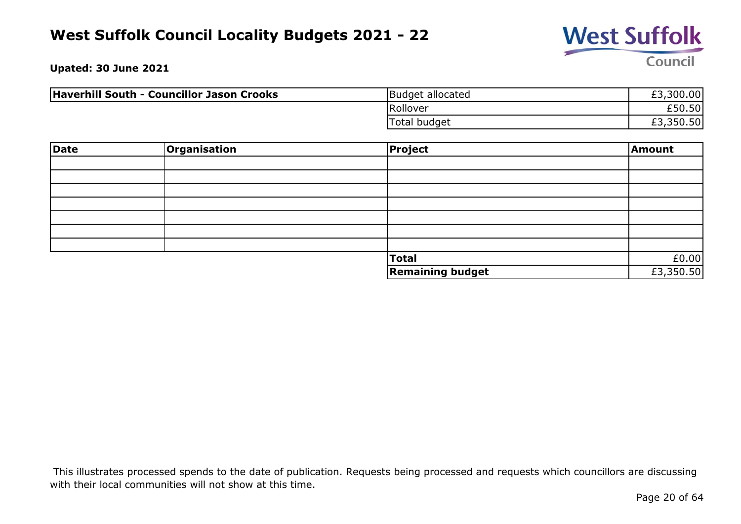# West Suffolk Council Locality Budgets 2021 - 22

**Upated: 30 June 2021**

| **Haverhill South - Councillor Jason Crooks** | | |
|---|---|---|
| | Budget allocated | £3,300.00 |
| | Rollover | £50.50 |
| | Total budget | £3,350.50 |

| **Date** | **Organisation** | **Project** | **Amount** |
|---|---|---|---|
| | | | |
| | | | |
| | | | |
| | | | |
| | | | |
| | | | |
| | | | |
| | | **Total** | £0.00 |
| | | **Remaining budget** | £3,350.50 |

This illustrates processed spends to the date of publication. Requests being processed and requests which councillors are discussing with their local communities will not show at this time.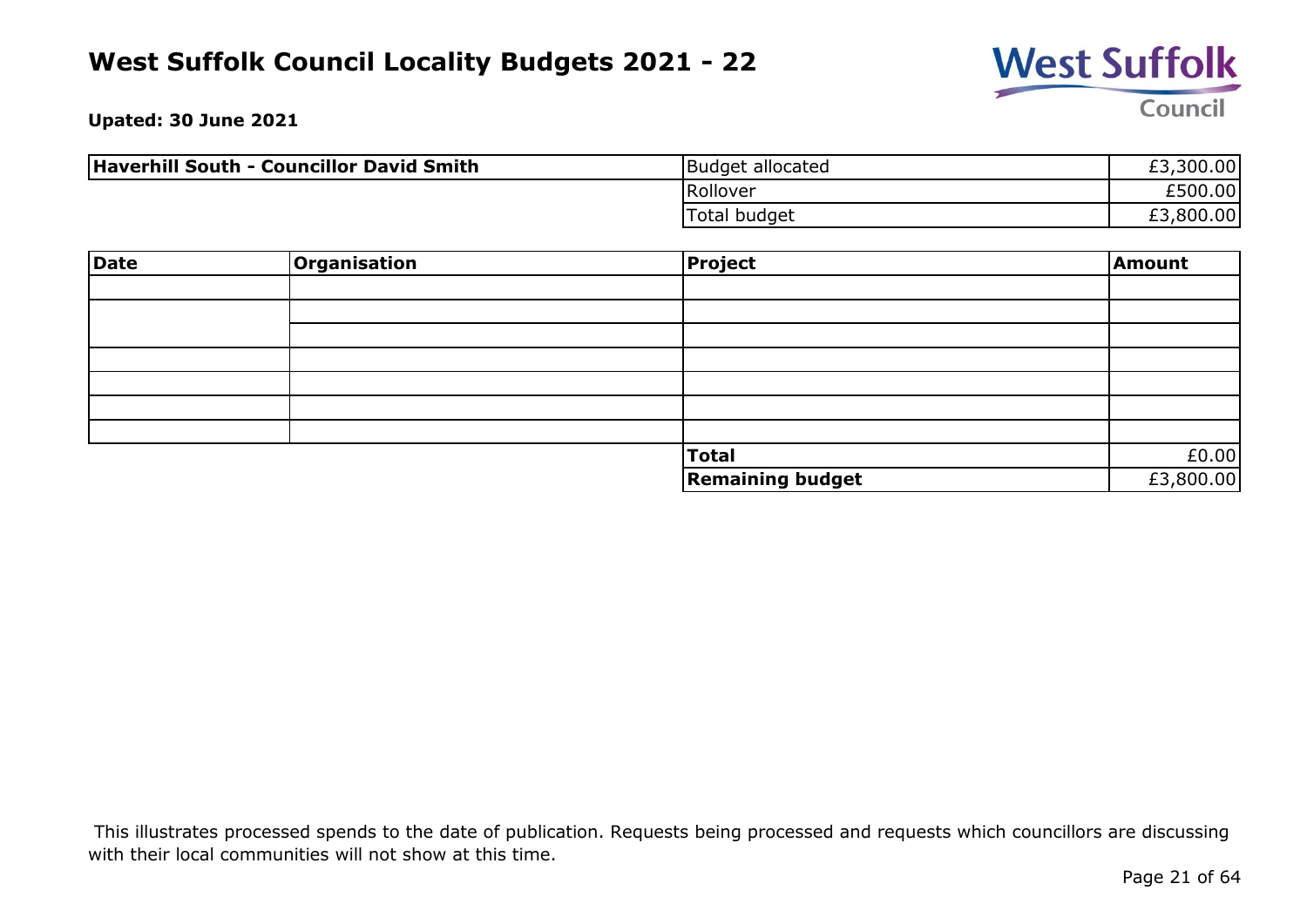# West Suffolk Council Locality Budgets 2021 - 22

**Upated: 30 June 2021**

| Haverhill South - Councillor David Smith | Budget allocated | £3,300.00 |
|---|---|---|
| | Rollover | £500.00 |
| | Total budget | £3,800.00 |

| Date | Organisation | Project | Amount |
|---|---|---|---|
| | | | |
| | | | |
| | | | |
| | | | |
| | | | |
| | | | |
| | | | |
| | | **Total** | £0.00 |
| | | **Remaining budget** | £3,800.00 |

This illustrates processed spends to the date of publication. Requests being processed and requests which councillors are discussing with their local communities will not show at this time.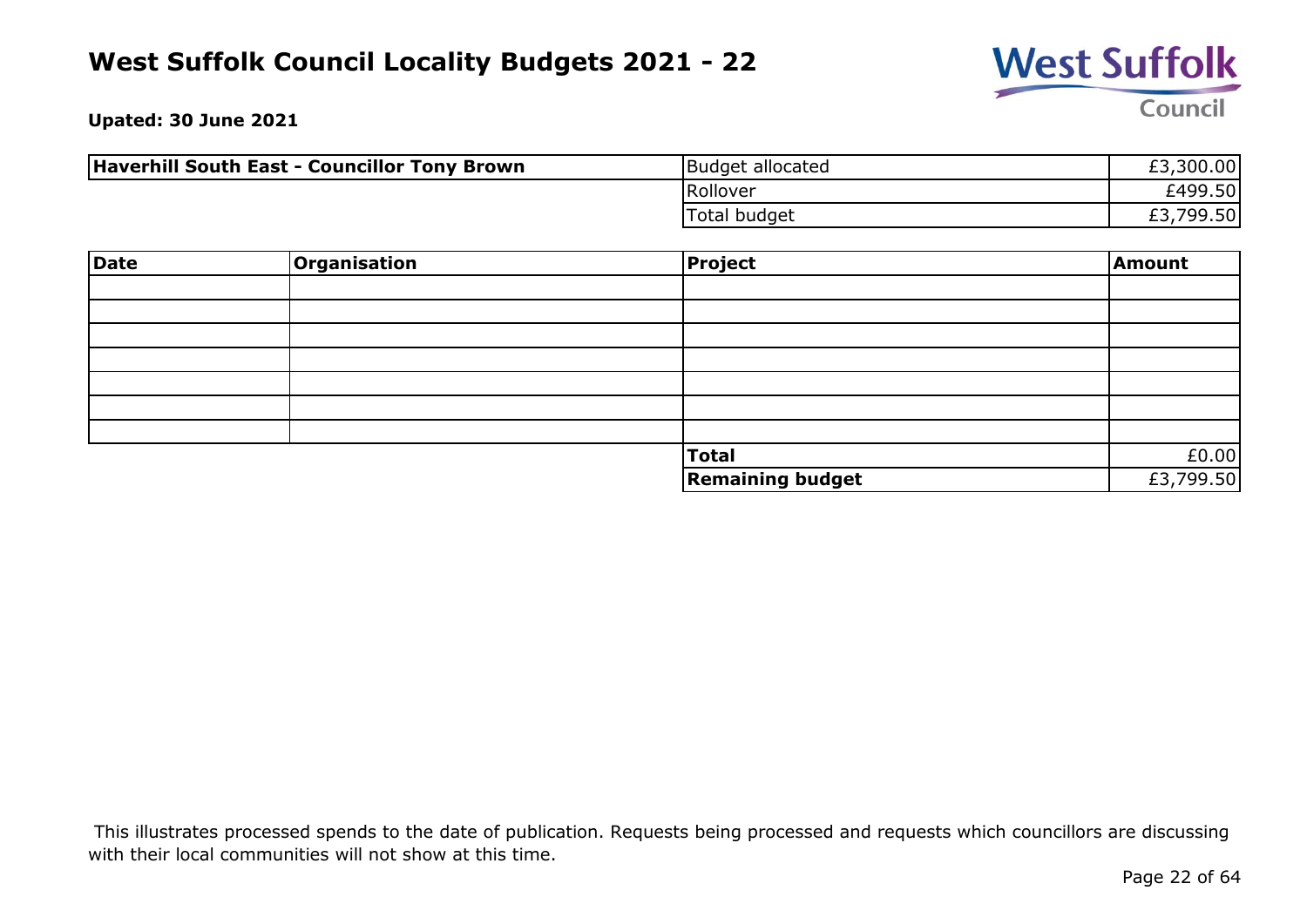# West Suffolk Council Locality Budgets 2021 - 22

**Upated: 30 June 2021**

| **Haverhill South East - Councillor Tony Brown** | | |
|---|---|---|
| | Budget allocated | £3,300.00 |
| | Rollover | £499.50 |
| | Total budget | £3,799.50 |

| Date | Organisation | Project | Amount |
|---|---|---|---|
| | | | |
| | | | |
| | | | |
| | | | |
| | | | |
| | | | |
| | | | |
| | | **Total** | £0.00 |
| | | **Remaining budget** | £3,799.50 |

This illustrates processed spends to the date of publication. Requests being processed and requests which councillors are discussing with their local communities will not show at this time.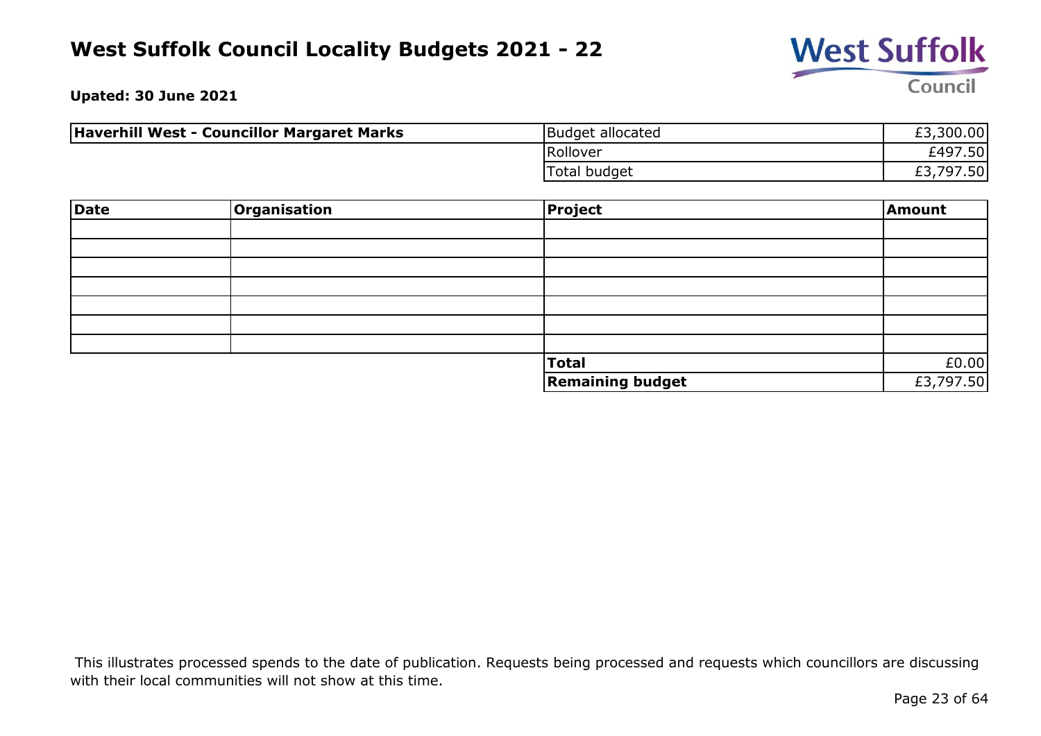# West Suffolk Council Locality Budgets 2021 - 22

**Upated: 30 June 2021**

| **Haverhill West - Councillor Margaret Marks** | Budget allocated | £3,300.00 |
|---|---|---|
| | Rollover | £497.50 |
| | Total budget | £3,797.50 |

| **Date** | **Organisation** | **Project** | **Amount** |
|---|---|---|---|
| | | | |
| | | | |
| | | | |
| | | | |
| | | | |
| | | | |
| | | | |
| | | **Total** | £0.00 |
| | | **Remaining budget** | £3,797.50 |

This illustrates processed spends to the date of publication. Requests being processed and requests which councillors are discussing with their local communities will not show at this time.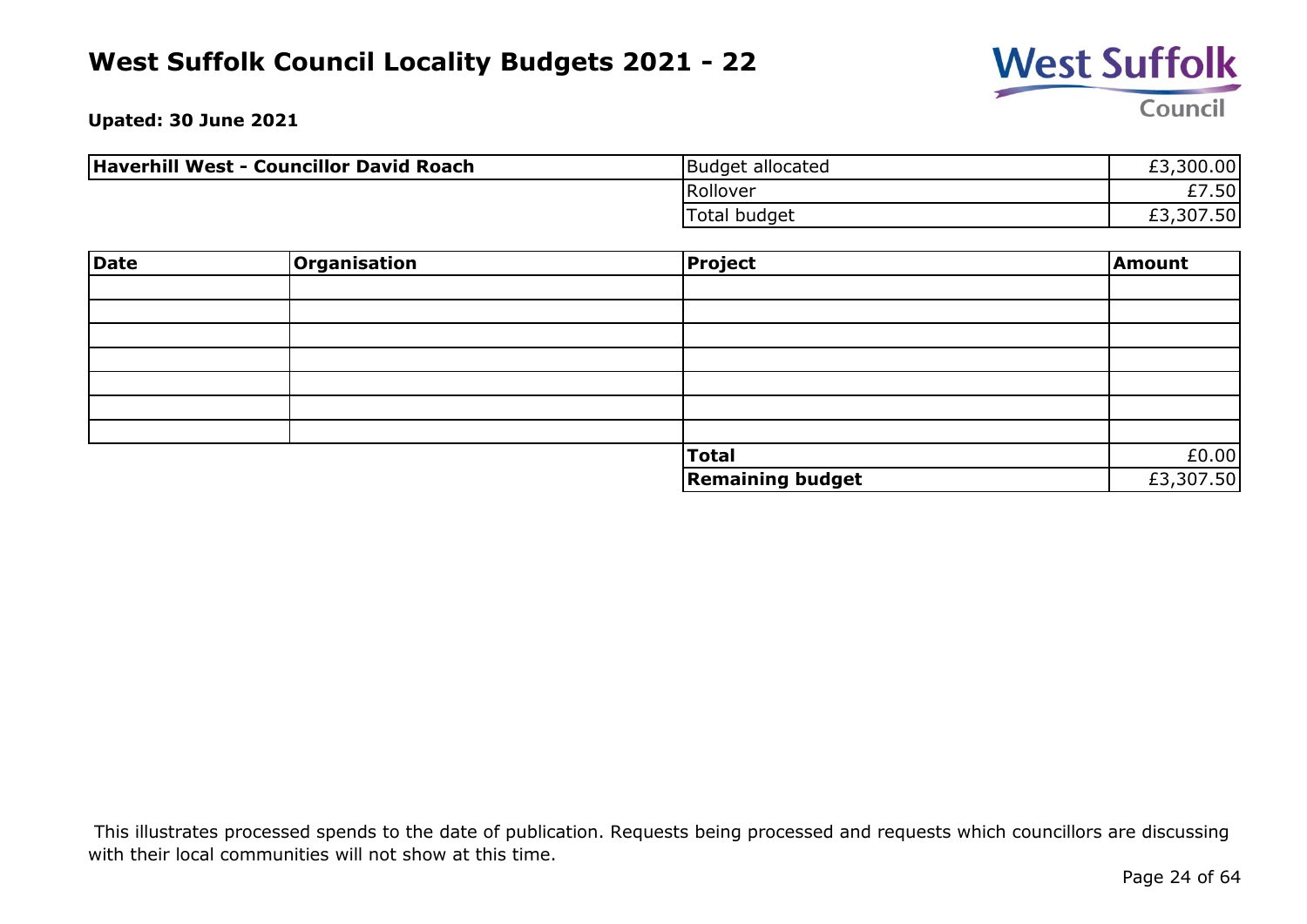# West Suffolk Council Locality Budgets 2021 - 22

**Upated: 30 June 2021**

| **Haverhill West - Councillor David Roach** | Budget allocated | £3,300.00 |
|---|---|---|
| | Rollover | £7.50 |
| | Total budget | £3,307.50 |

| Date | Organisation | Project | Amount |
|---|---|---|---|
| | | | |
| | | | |
| | | | |
| | | | |
| | | | |
| | | | |
| | | | |
| | | **Total** | £0.00 |
| | | **Remaining budget** | £3,307.50 |

This illustrates processed spends to the date of publication. Requests being processed and requests which councillors are discussing with their local communities will not show at this time.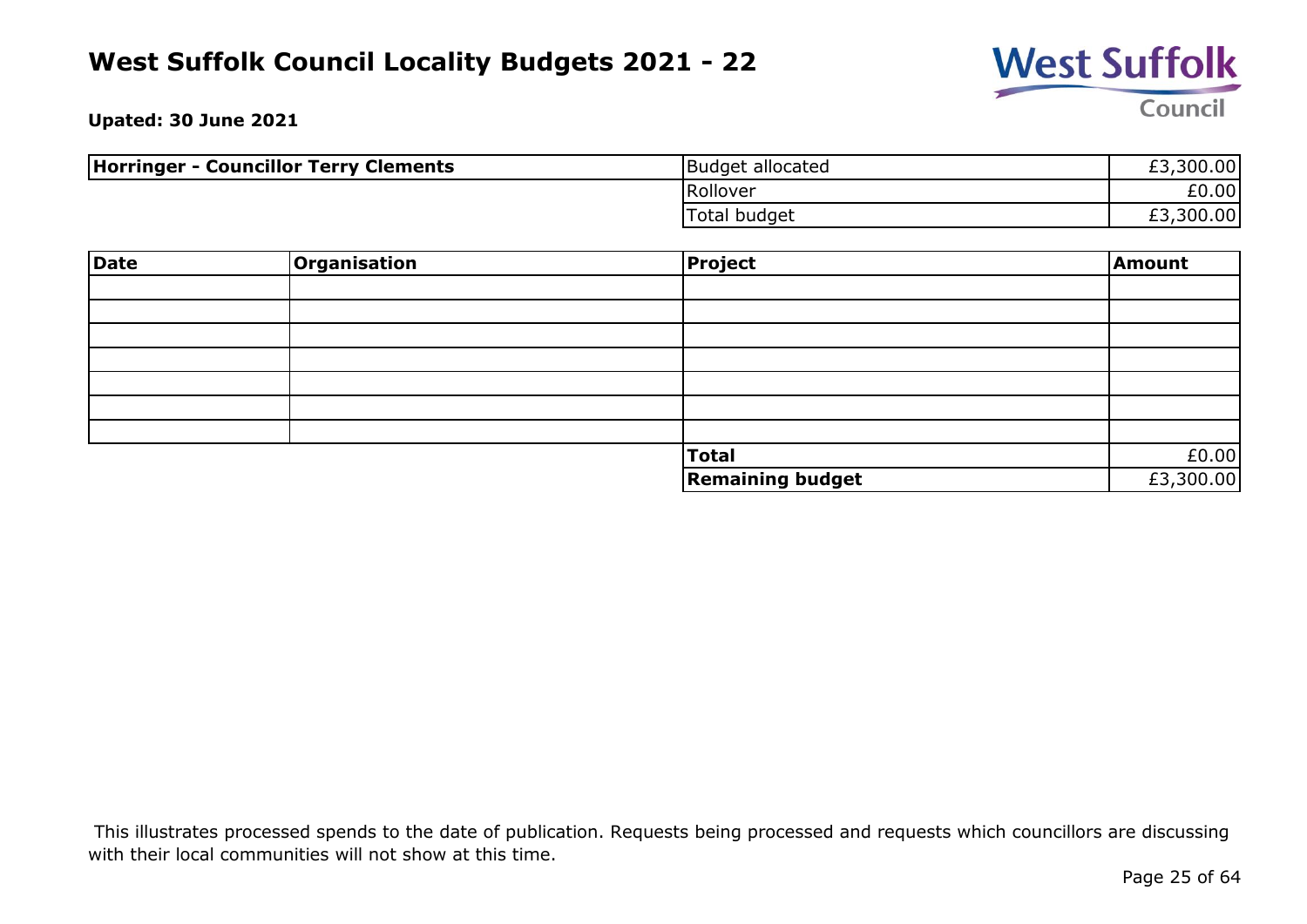# West Suffolk Council Locality Budgets 2021 - 22

**Upated: 30 June 2021**

| **Horringer - Councillor Terry Clements** | | |
|---|---|---|
| | Budget allocated | £3,300.00 |
| | Rollover | £0.00 |
| | Total budget | £3,300.00 |

| **Date** | **Organisation** | **Project** | **Amount** |
|---|---|---|---|
| | | | |
| | | | |
| | | | |
| | | | |
| | | | |
| | | | |
| | | | |
| | | **Total** | £0.00 |
| | | **Remaining budget** | £3,300.00 |

This illustrates processed spends to the date of publication. Requests being processed and requests which councillors are discussing with their local communities will not show at this time.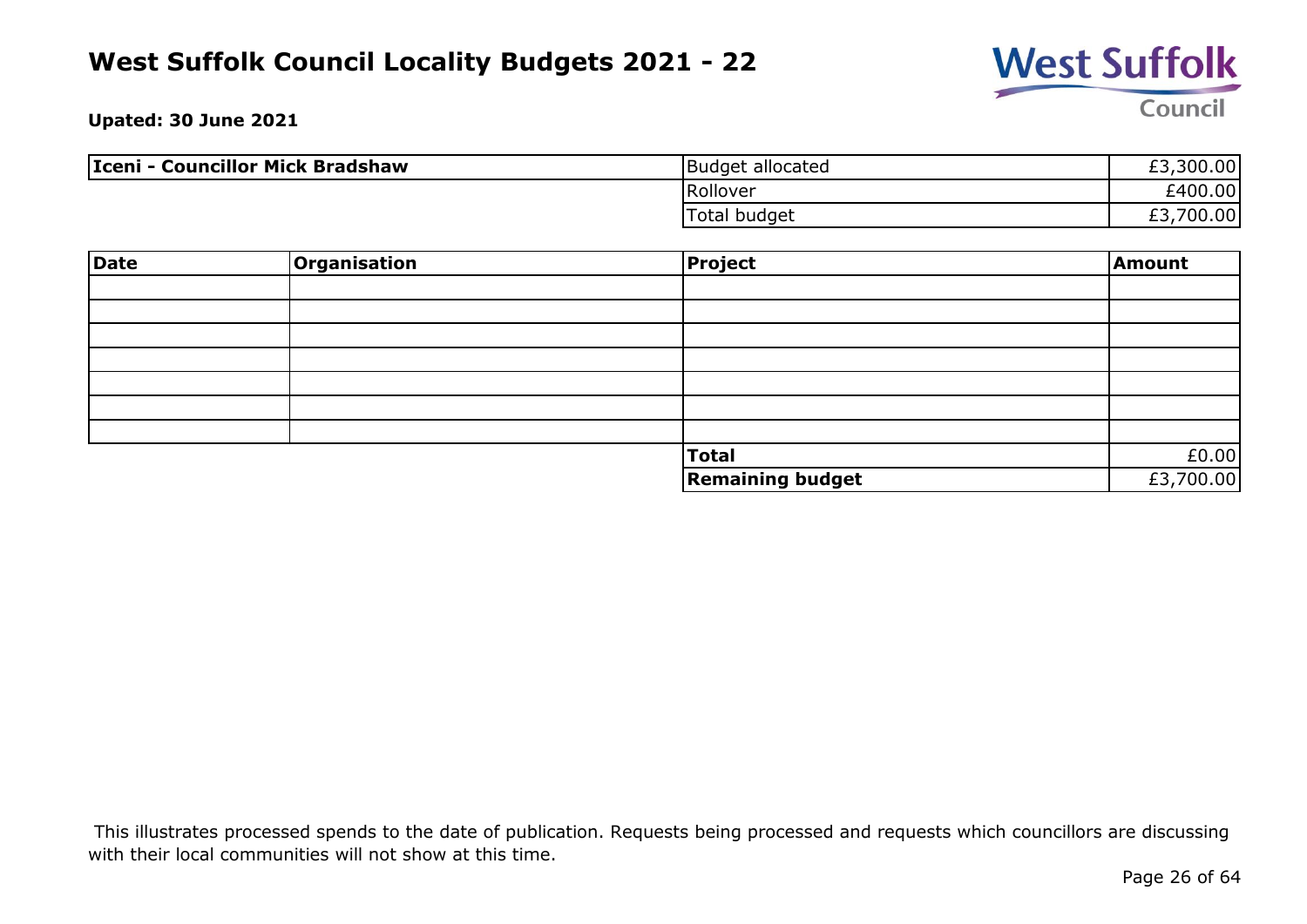# West Suffolk Council Locality Budgets 2021 - 22

**Upated: 30 June 2021**

| **Iceni - Councillor Mick Bradshaw** | Budget allocated | £3,300.00 |
|---|---|---|
| | Rollover | £400.00 |
| | Total budget | £3,700.00 |

| **Date** | **Organisation** | **Project** | **Amount** |
|---|---|---|---|
| | | | |
| | | | |
| | | | |
| | | | |
| | | | |
| | | | |
| | | | |
| | | **Total** | £0.00 |
| | | **Remaining budget** | £3,700.00 |

This illustrates processed spends to the date of publication. Requests being processed and requests which councillors are discussing with their local communities will not show at this time.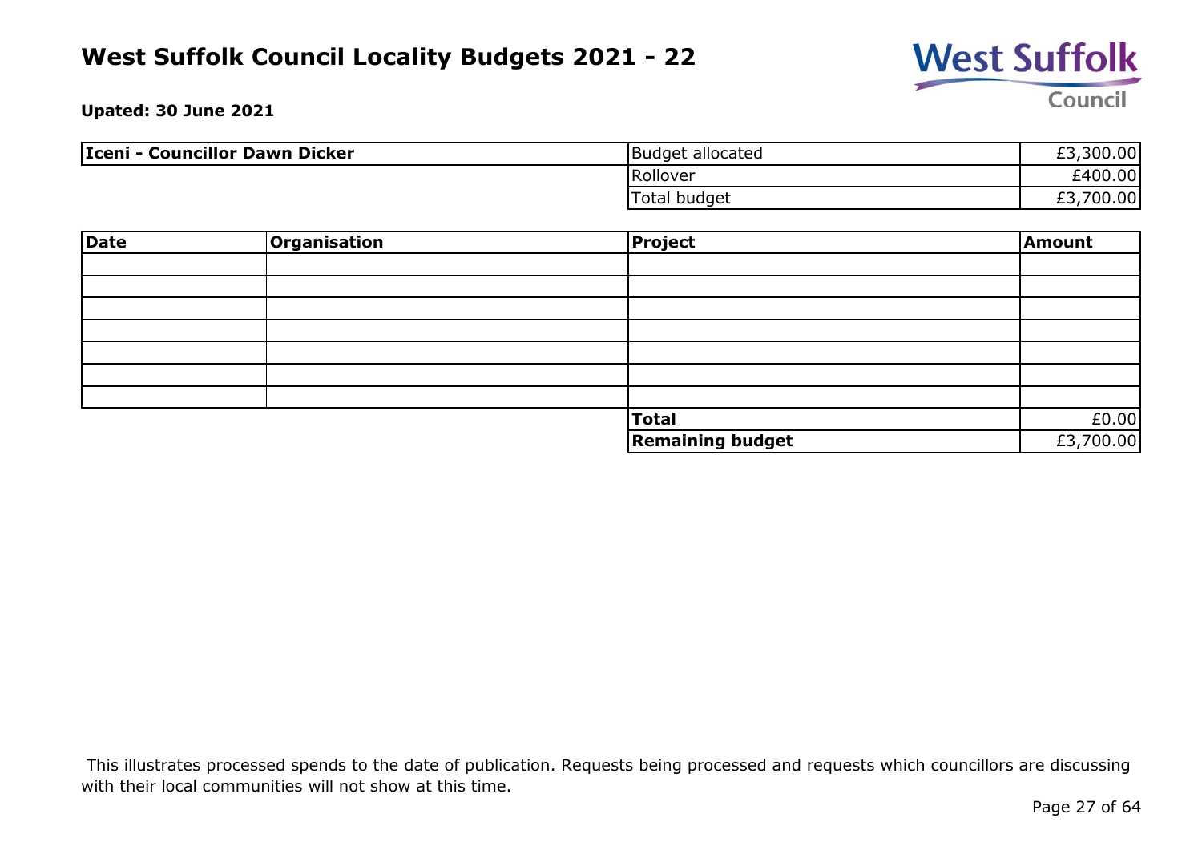# West Suffolk Council Locality Budgets 2021 - 22

**Upated: 30 June 2021**

| **Iceni - Councillor Dawn Dicker** | | |
|---|---|---|
| | Budget allocated | £3,300.00 |
| | Rollover | £400.00 |
| | Total budget | £3,700.00 |

| **Date** | **Organisation** | **Project** | **Amount** |
|---|---|---|---|
| | | | |
| | | | |
| | | | |
| | | | |
| | | | |
| | | | |
| | | | |
| | | **Total** | £0.00 |
| | | **Remaining budget** | £3,700.00 |

This illustrates processed spends to the date of publication. Requests being processed and requests which councillors are discussing with their local communities will not show at this time.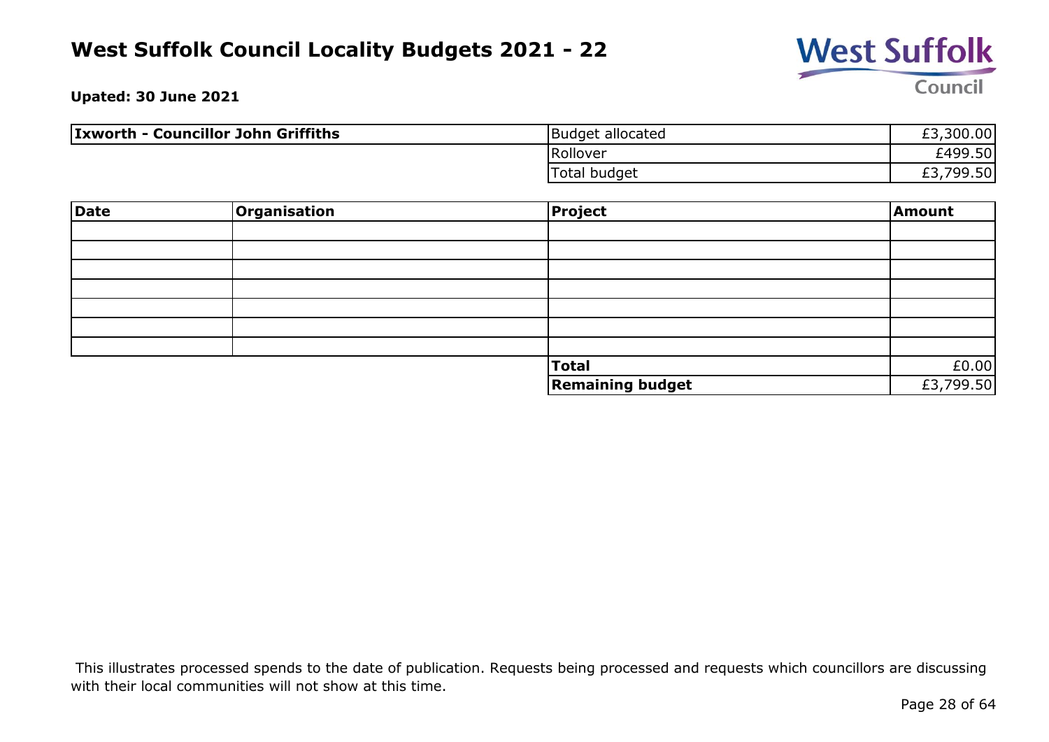# West Suffolk Council Locality Budgets 2021 - 22

**Upated: 30 June 2021**

| **Ixworth - Councillor John Griffiths** | | |
|---|---|---|
| | Budget allocated | £3,300.00 |
| | Rollover | £499.50 |
| | Total budget | £3,799.50 |

| **Date** | **Organisation** | **Project** | **Amount** |
|---|---|---|---|
| | | | |
| | | | |
| | | | |
| | | | |
| | | | |
| | | | |
| | | | |
| | | **Total** | £0.00 |
| | | **Remaining budget** | £3,799.50 |

This illustrates processed spends to the date of publication. Requests being processed and requests which councillors are discussing with their local communities will not show at this time.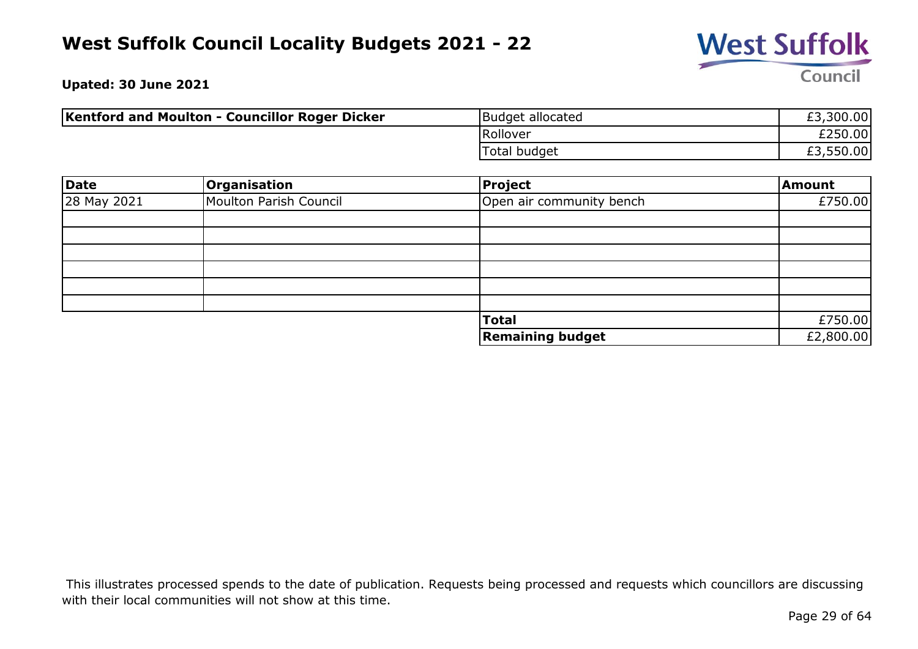# West Suffolk Council Locality Budgets 2021 - 22

**Upated: 30 June 2021**

| **Kentford and Moulton - Councillor Roger Dicker** | | |
|---|---|---|
| | Budget allocated | £3,300.00 |
| | Rollover | £250.00 |
| | Total budget | £3,550.00 |

| **Date** | **Organisation** | **Project** | **Amount** |
|---|---|---|---|
| 28 May 2021 | Moulton Parish Council | Open air community bench | £750.00 |
| | | | |
| | | | |
| | | | |
| | | | |
| | | | |
| | | | |
| | | **Total** | £750.00 |
| | | **Remaining budget** | £2,800.00 |

This illustrates processed spends to the date of publication. Requests being processed and requests which councillors are discussing with their local communities will not show at this time.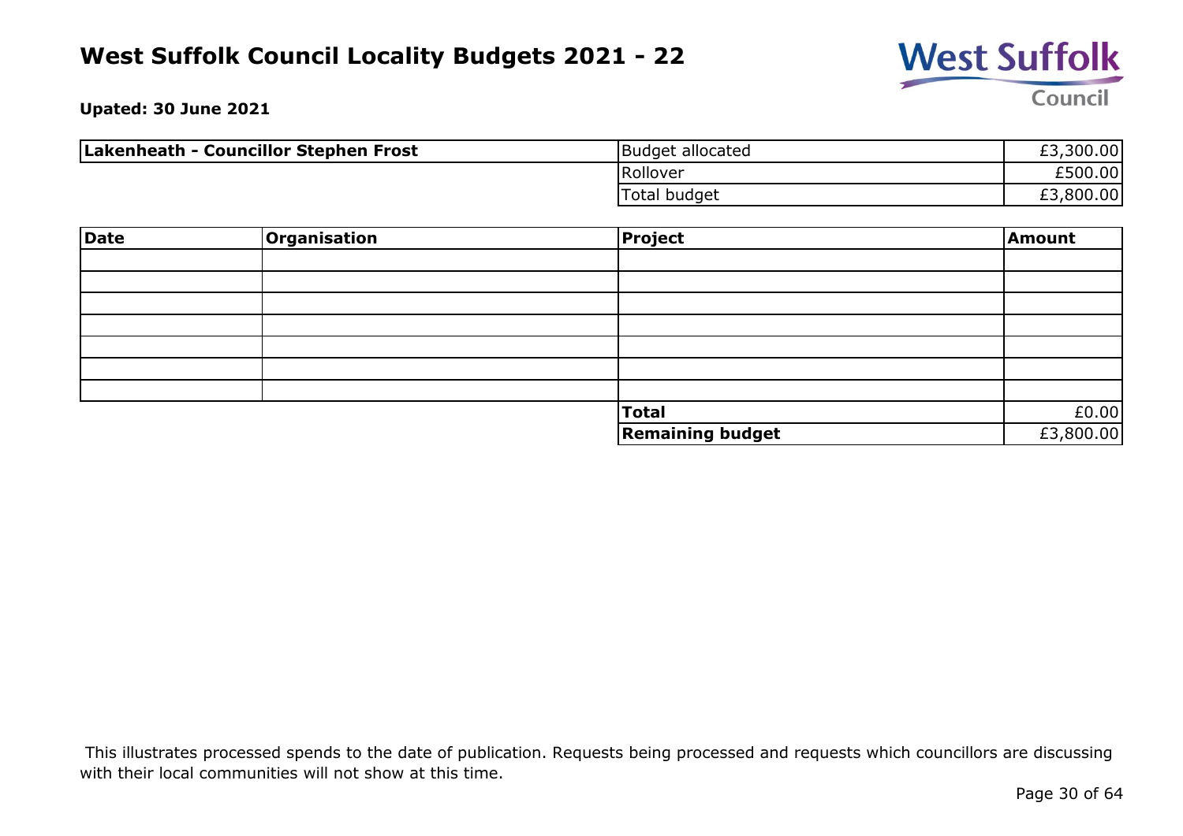# West Suffolk Council Locality Budgets 2021 - 22

**Upated: 30 June 2021**

| **Lakenheath - Councillor Stephen Frost** | Budget allocated | £3,300.00 |
|---|---|---|
| | Rollover | £500.00 |
| | Total budget | £3,800.00 |

| Date | Organisation | Project | Amount |
|---|---|---|---|
| | | | |
| | | | |
| | | | |
| | | | |
| | | | |
| | | | |
| | | | |
| | | **Total** | £0.00 |
| | | **Remaining budget** | £3,800.00 |

This illustrates processed spends to the date of publication. Requests being processed and requests which councillors are discussing with their local communities will not show at this time.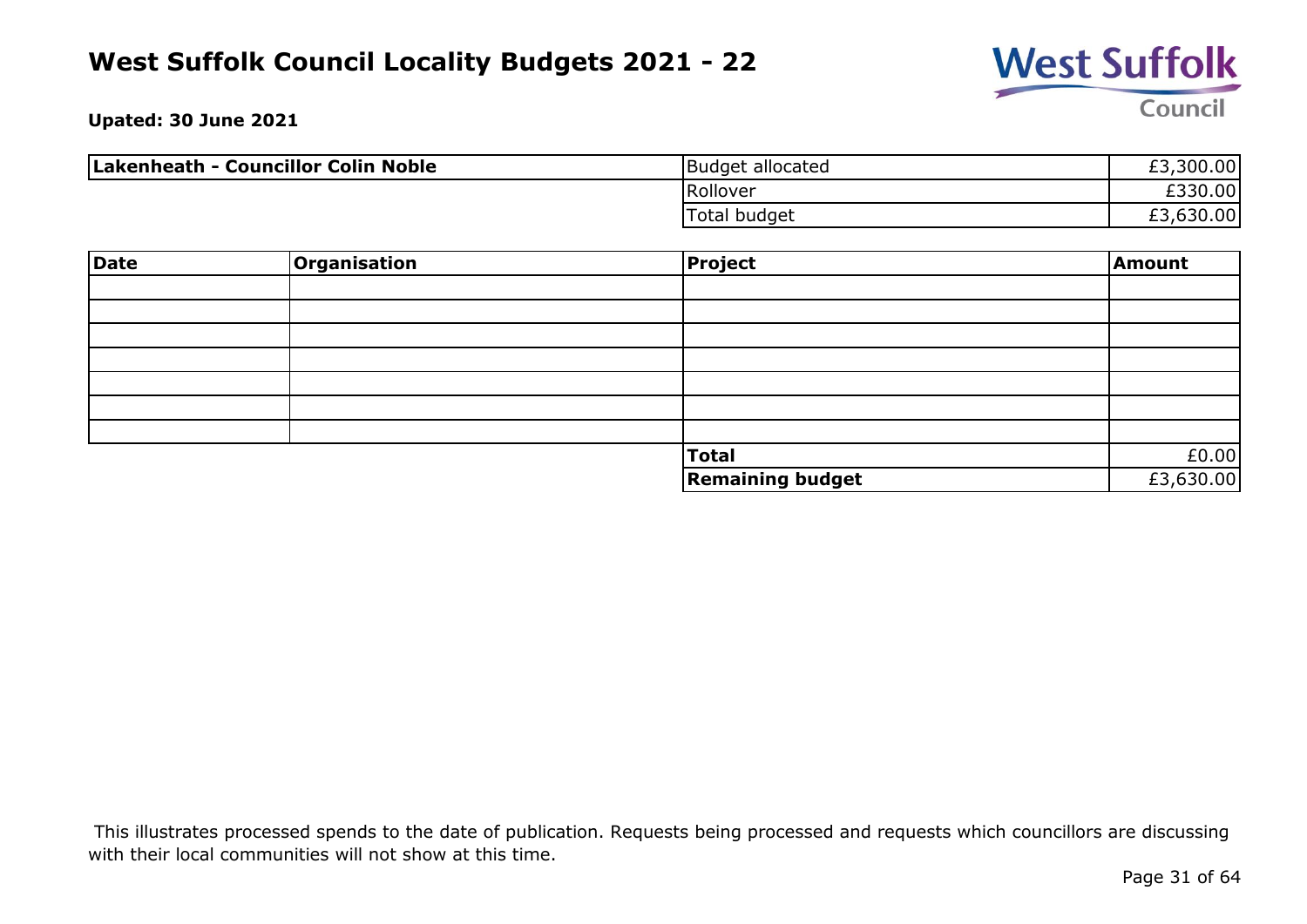# West Suffolk Council Locality Budgets 2021 - 22

**Upated: 30 June 2021**

| **Lakenheath - Councillor Colin Noble** | | |
|---|---|---|
| | Budget allocated | £3,300.00 |
| | Rollover | £330.00 |
| | Total budget | £3,630.00 |

| **Date** | **Organisation** | **Project** | **Amount** |
|---|---|---|---|
| | | | |
| | | | |
| | | | |
| | | | |
| | | | |
| | | | |
| | | | |
| | | **Total** | £0.00 |
| | | **Remaining budget** | £3,630.00 |

This illustrates processed spends to the date of publication. Requests being processed and requests which councillors are discussing with their local communities will not show at this time.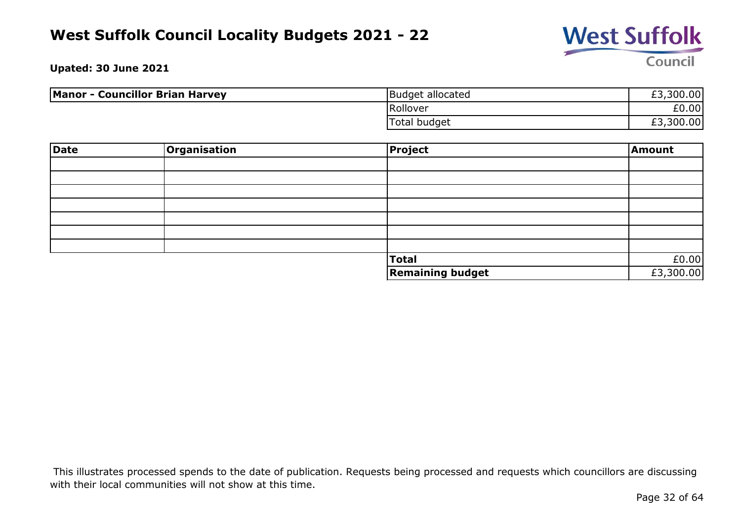# West Suffolk Council Locality Budgets 2021 - 22

**Upated: 30 June 2021**

| **Manor - Councillor Brian Harvey** | | |
|---|---|---|
| | Budget allocated | £3,300.00 |
| | Rollover | £0.00 |
| | Total budget | £3,300.00 |

| Date | Organisation | Project | Amount |
|---|---|---|---|
| | | | |
| | | | |
| | | | |
| | | | |
| | | | |
| | | | |
| | | | |
| | | **Total** | £0.00 |
| | | **Remaining budget** | £3,300.00 |

This illustrates processed spends to the date of publication. Requests being processed and requests which councillors are discussing with their local communities will not show at this time.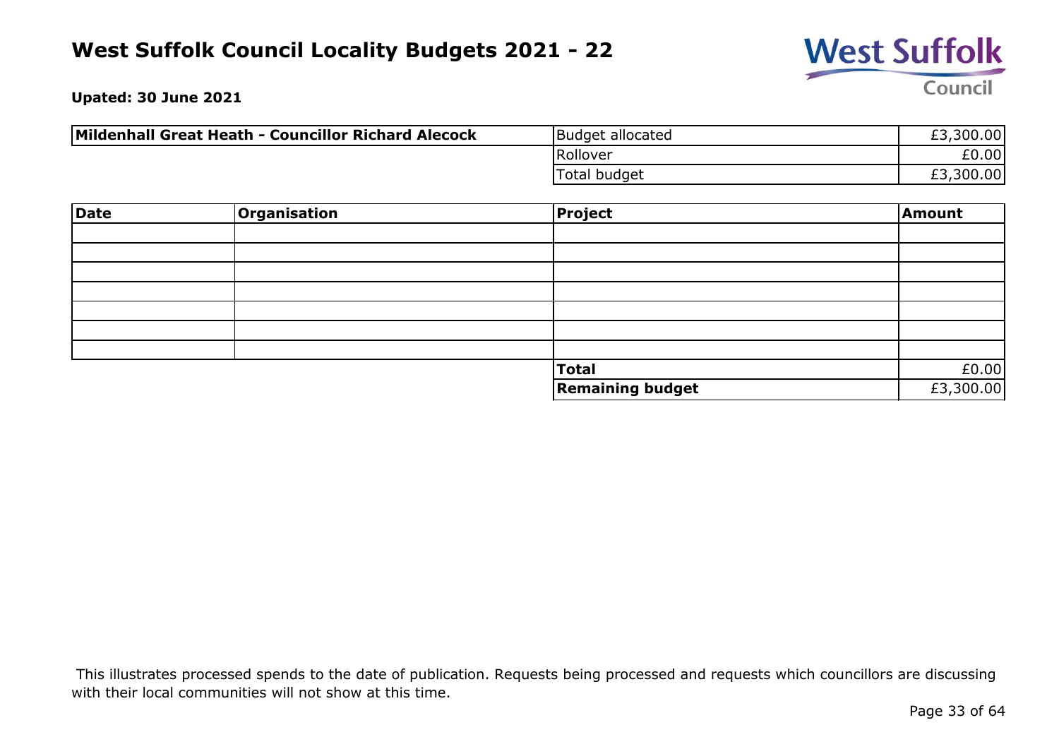# West Suffolk Council Locality Budgets 2021 - 22

**Upated: 30 June 2021**

| Mildenhall Great Heath - Councillor Richard Alecock | Budget allocated | £3,300.00 |
|---|---|---|
| | Rollover | £0.00 |
| | Total budget | £3,300.00 |

| Date | Organisation | Project | Amount |
|---|---|---|---|
| | | | |
| | | | |
| | | | |
| | | | |
| | | | |
| | | | |
| | | | |
| | | **Total** | £0.00 |
| | | **Remaining budget** | £3,300.00 |

This illustrates processed spends to the date of publication. Requests being processed and requests which councillors are discussing with their local communities will not show at this time.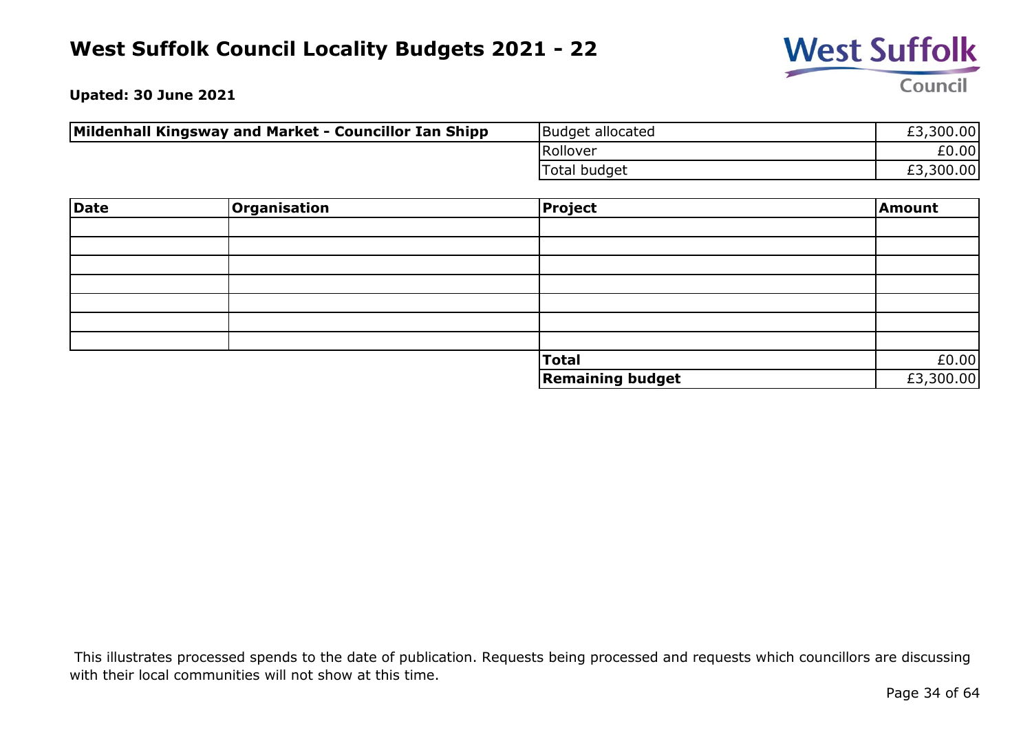# West Suffolk Council Locality Budgets 2021 - 22

**Upated: 30 June 2021**

| **Mildenhall Kingsway and Market - Councillor Ian Shipp** | | |
|---|---|---|
| | Budget allocated | £3,300.00 |
| | Rollover | £0.00 |
| | Total budget | £3,300.00 |

| **Date** | **Organisation** | **Project** | **Amount** |
|---|---|---|---|
| | | | |
| | | | |
| | | | |
| | | | |
| | | | |
| | | | |
| | | | |
| | | **Total** | £0.00 |
| | | **Remaining budget** | £3,300.00 |

This illustrates processed spends to the date of publication. Requests being processed and requests which councillors are discussing with their local communities will not show at this time.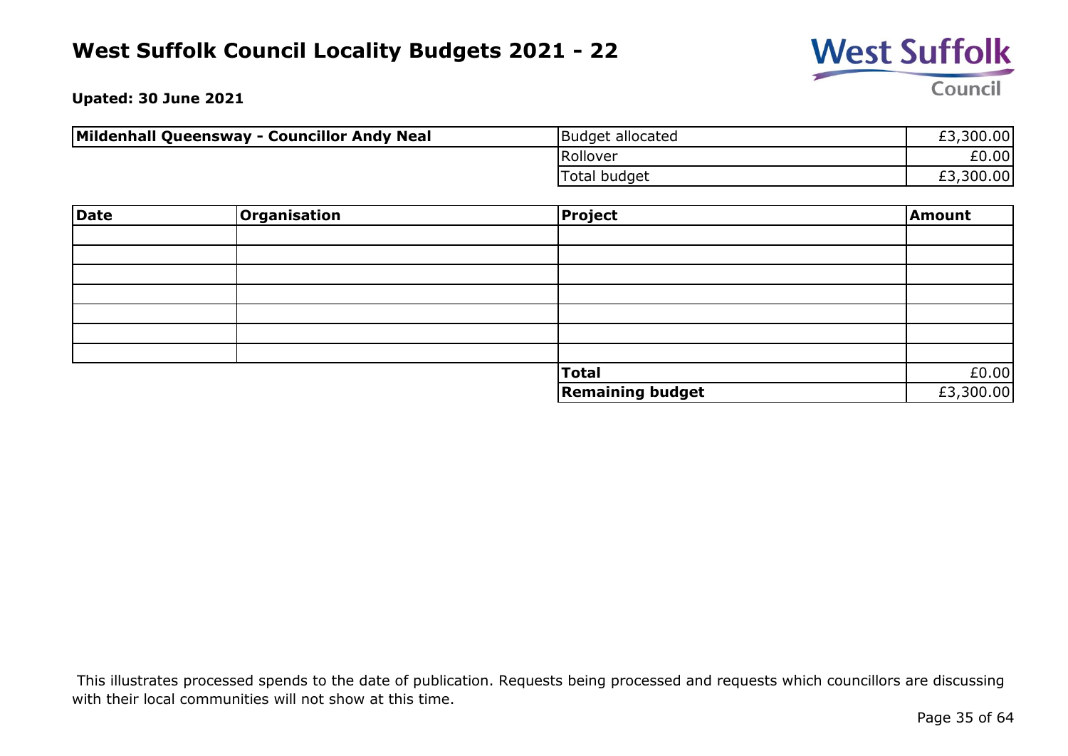# West Suffolk Council Locality Budgets 2021 - 22

**Upated: 30 June 2021**

| Mildenhall Queensway - Councillor Andy Neal | Budget allocated | £3,300.00 |
|---|---|---|
| | Rollover | £0.00 |
| | Total budget | £3,300.00 |

| Date | Organisation | Project | Amount |
|---|---|---|---|
| | | | |
| | | | |
| | | | |
| | | | |
| | | | |
| | | | |
| | | | |
| | | **Total** | £0.00 |
| | | **Remaining budget** | £3,300.00 |

This illustrates processed spends to the date of publication. Requests being processed and requests which councillors are discussing with their local communities will not show at this time.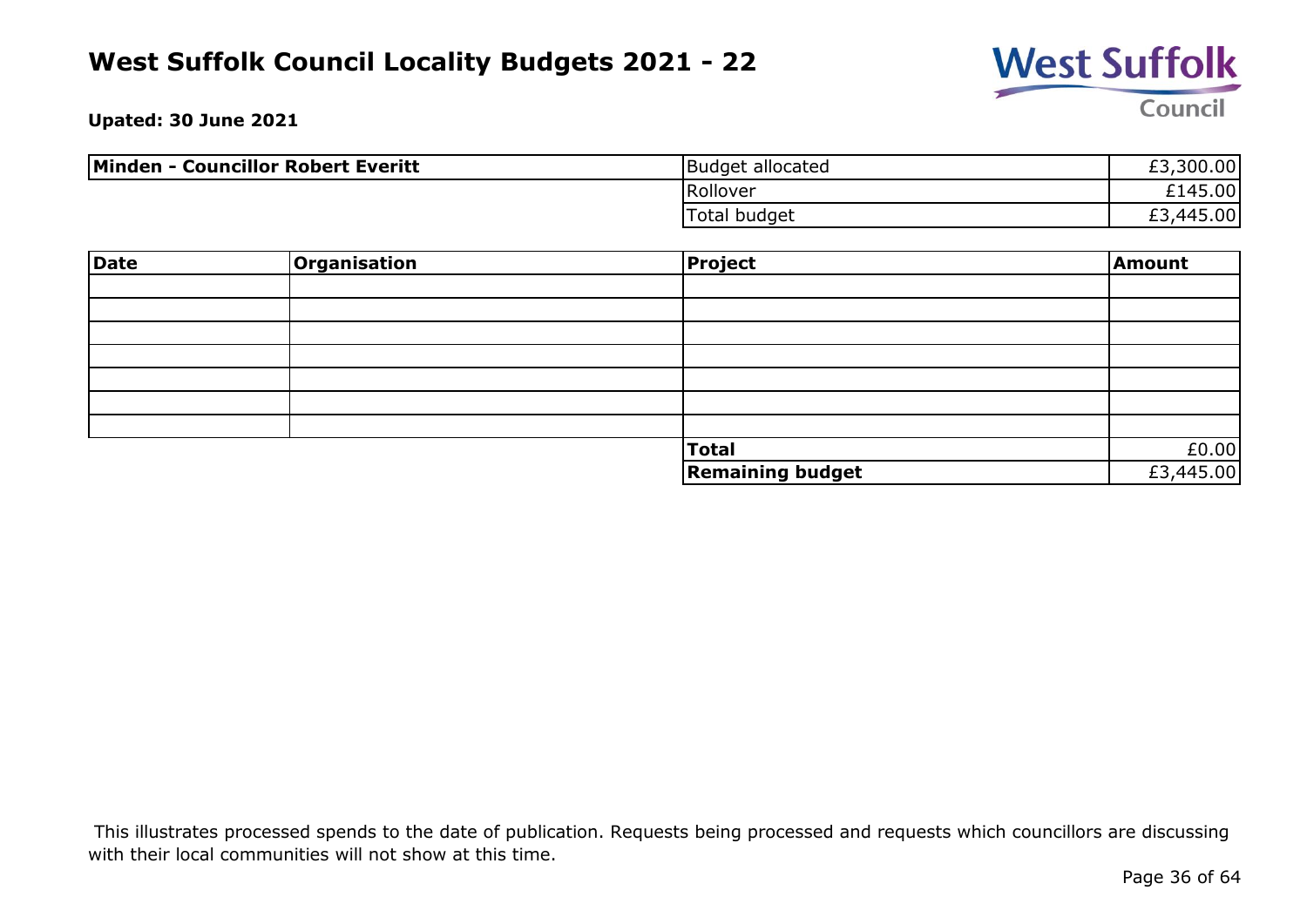# West Suffolk Council Locality Budgets 2021 - 22

**Upated: 30 June 2021**

| Minden - Councillor Robert Everitt | Budget allocated | £3,300.00 |
|---|---|---|
| | Rollover | £145.00 |
| | Total budget | £3,445.00 |

| Date | Organisation | Project | Amount |
|---|---|---|---|
| | | | |
| | | | |
| | | | |
| | | | |
| | | | |
| | | | |
| | | | |
| | | **Total** | £0.00 |
| | | **Remaining budget** | £3,445.00 |

This illustrates processed spends to the date of publication. Requests being processed and requests which councillors are discussing with their local communities will not show at this time.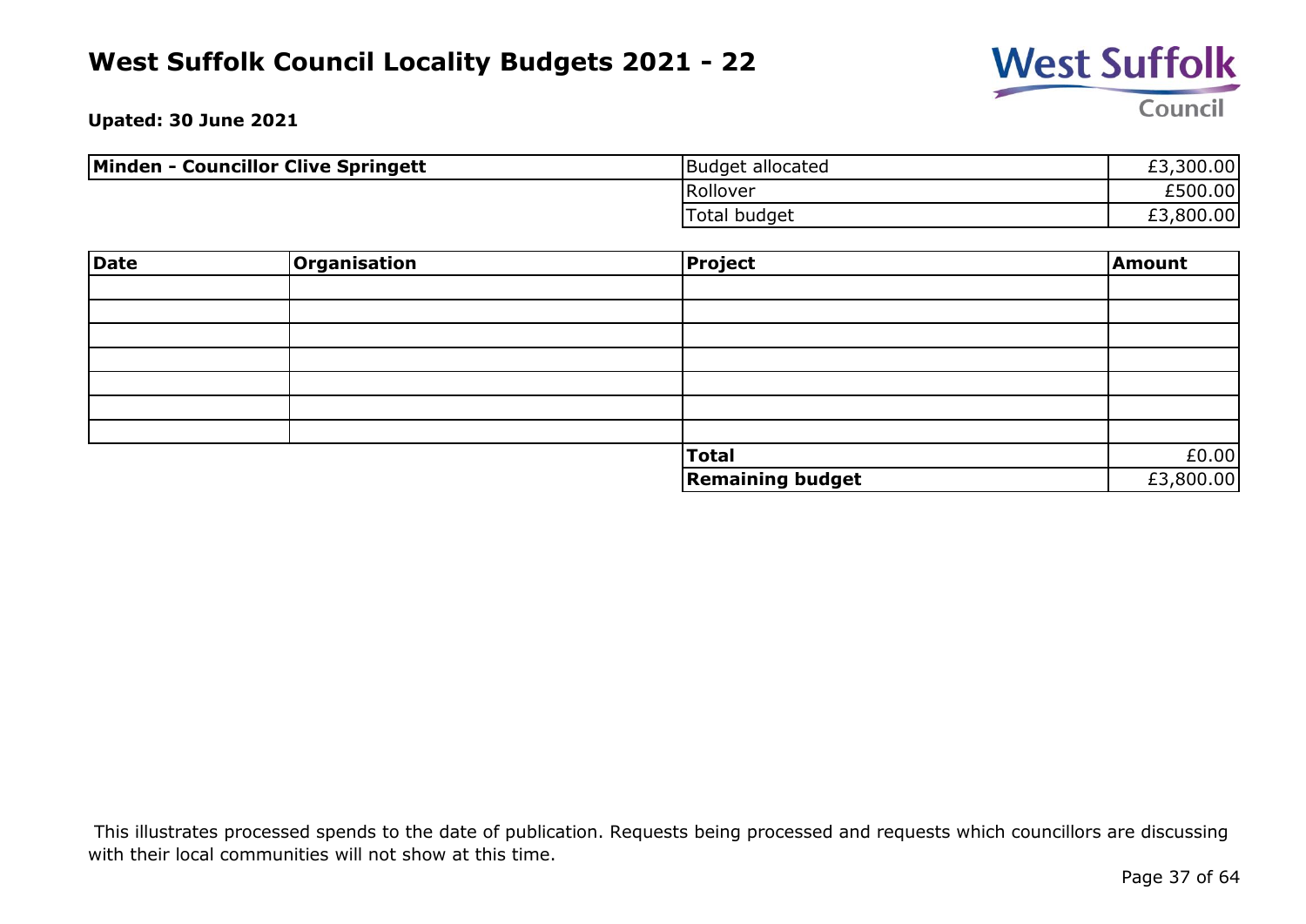# West Suffolk Council Locality Budgets 2021 - 22

**Upated: 30 June 2021**

| **Minden - Councillor Clive Springett** | Budget allocated | £3,300.00 |
|---|---|---|
| | Rollover | £500.00 |
| | Total budget | £3,800.00 |

| **Date** | **Organisation** | **Project** | **Amount** |
|---|---|---|---|
| | | | |
| | | | |
| | | | |
| | | | |
| | | | |
| | | | |
| | | | |
| | | **Total** | £0.00 |
| | | **Remaining budget** | £3,800.00 |

This illustrates processed spends to the date of publication. Requests being processed and requests which councillors are discussing with their local communities will not show at this time.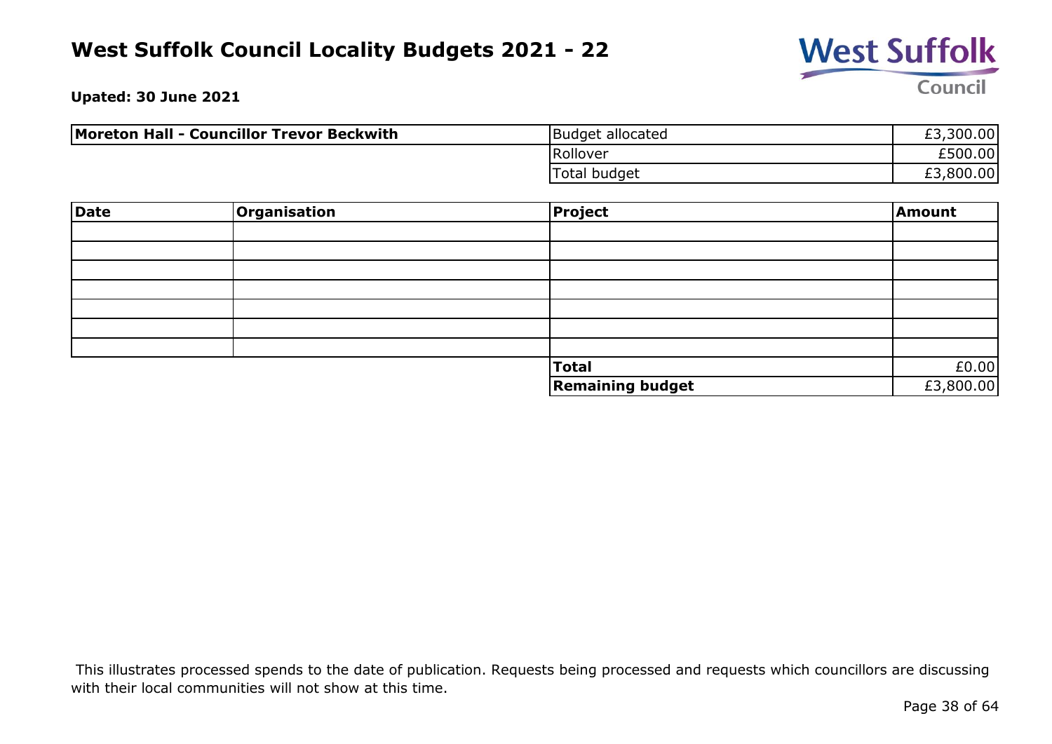# West Suffolk Council Locality Budgets 2021 - 22

**Upated: 30 June 2021**

| **Moreton Hall - Councillor Trevor Beckwith** | | |
|---|---|---|
| | Budget allocated | £3,300.00 |
| | Rollover | £500.00 |
| | Total budget | £3,800.00 |

| **Date** | **Organisation** | **Project** | **Amount** |
|---|---|---|---|
| | | | |
| | | | |
| | | | |
| | | | |
| | | | |
| | | | |
| | | | |
| | | **Total** | £0.00 |
| | | **Remaining budget** | £3,800.00 |

This illustrates processed spends to the date of publication. Requests being processed and requests which councillors are discussing with their local communities will not show at this time.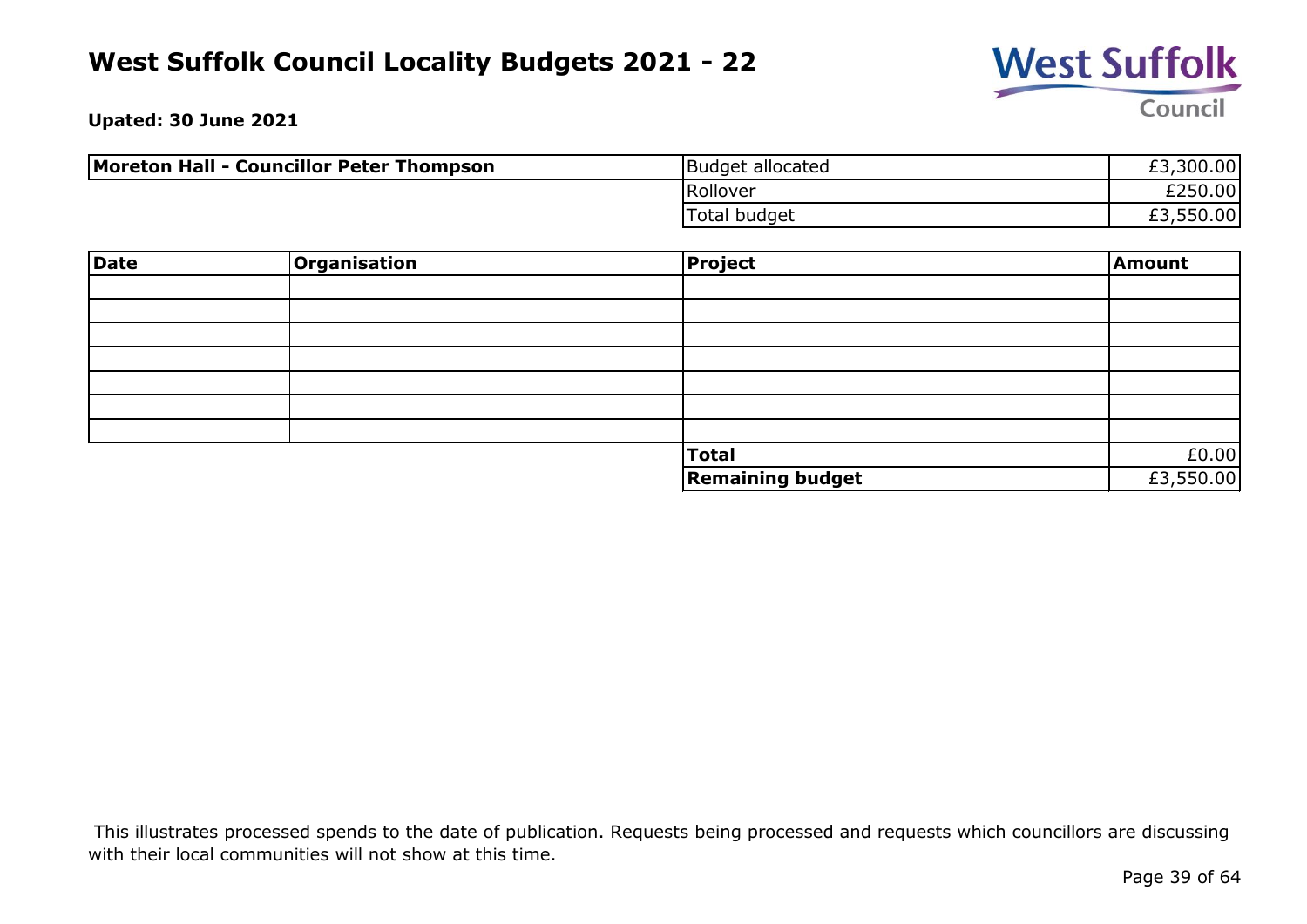# West Suffolk Council Locality Budgets 2021 - 22

**Upated: 30 June 2021**

| **Moreton Hall - Councillor Peter Thompson** | | |
|---|---|---|
| | Budget allocated | £3,300.00 |
| | Rollover | £250.00 |
| | Total budget | £3,550.00 |

| Date | Organisation | Project | Amount |
|---|---|---|---|
| | | | |
| | | | |
| | | | |
| | | | |
| | | | |
| | | | |
| | | | |
| | | **Total** | £0.00 |
| | | **Remaining budget** | £3,550.00 |

This illustrates processed spends to the date of publication. Requests being processed and requests which councillors are discussing with their local communities will not show at this time.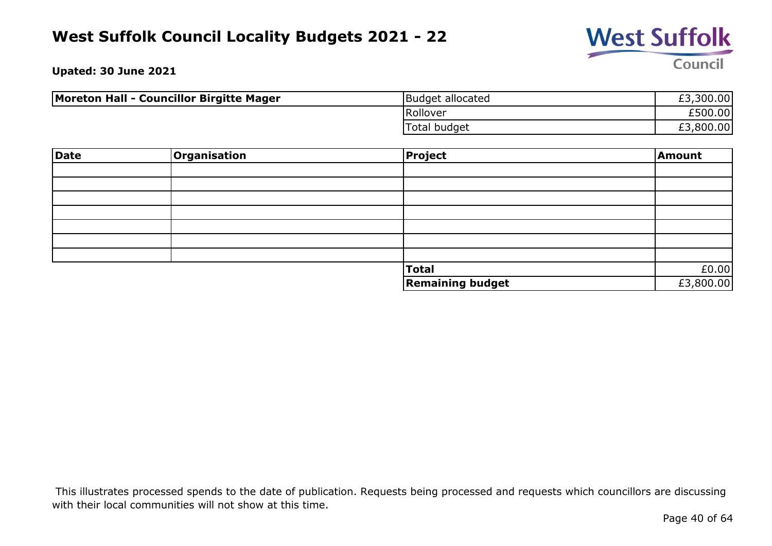# West Suffolk Council Locality Budgets 2021 - 22

**Upated: 30 June 2021**

| **Moreton Hall - Councillor Birgitte Mager** | Budget allocated | £3,300.00 |
|---|---|---|
| | Rollover | £500.00 |
| | Total budget | £3,800.00 |

| **Date** | **Organisation** | **Project** | **Amount** |
|---|---|---|---|
| | | | |
| | | | |
| | | | |
| | | | |
| | | | |
| | | | |
| | | | |
| | | **Total** | £0.00 |
| | | **Remaining budget** | £3,800.00 |

This illustrates processed spends to the date of publication. Requests being processed and requests which councillors are discussing with their local communities will not show at this time.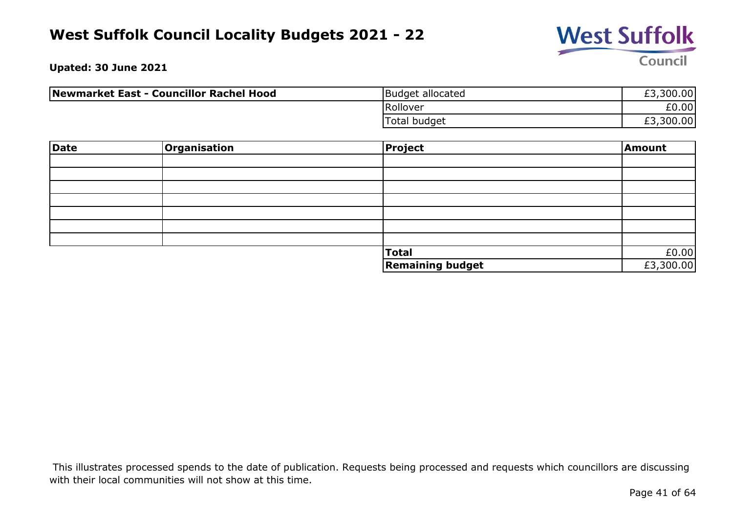# West Suffolk Council Locality Budgets 2021 - 22

**Upated: 30 June 2021**

| **Newmarket East - Councillor Rachel Hood** | | |
|---|---|---|
| | Budget allocated | £3,300.00 |
| | Rollover | £0.00 |
| | Total budget | £3,300.00 |

| **Date** | **Organisation** | **Project** | **Amount** |
|---|---|---|---|
| | | | |
| | | | |
| | | | |
| | | | |
| | | | |
| | | | |
| | | | |
| | | **Total** | £0.00 |
| | | **Remaining budget** | £3,300.00 |

This illustrates processed spends to the date of publication. Requests being processed and requests which councillors are discussing with their local communities will not show at this time.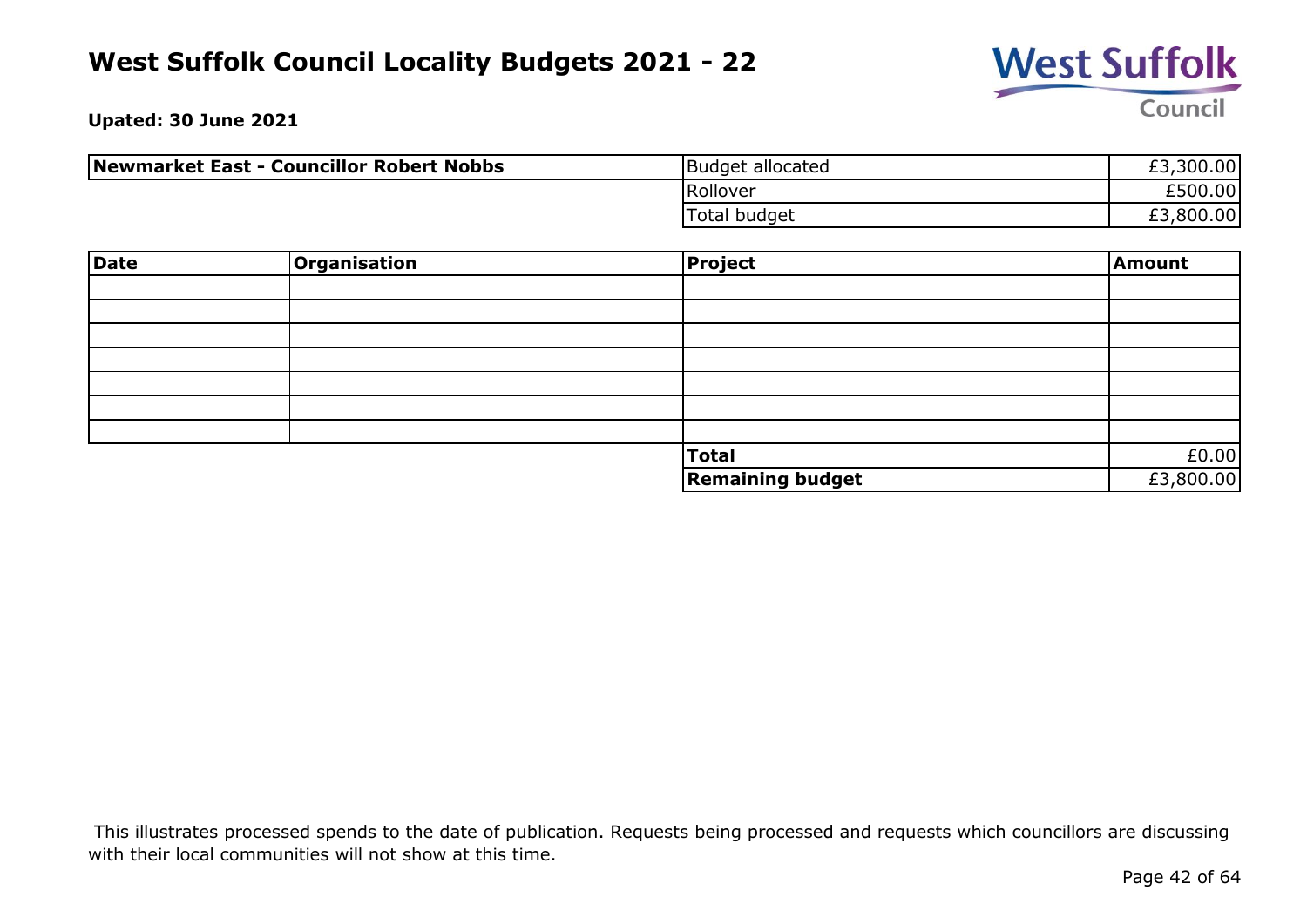# West Suffolk Council Locality Budgets 2021 - 22

**Upated: 30 June 2021**

| **Newmarket East - Councillor Robert Nobbs** | Budget allocated | £3,300.00 |
|---|---|---|
| | Rollover | £500.00 |
| | Total budget | £3,800.00 |

| **Date** | **Organisation** | **Project** | **Amount** |
|---|---|---|---|
| | | | |
| | | | |
| | | | |
| | | | |
| | | | |
| | | | |
| | | | |
| | | **Total** | £0.00 |
| | | **Remaining budget** | £3,800.00 |

This illustrates processed spends to the date of publication. Requests being processed and requests which councillors are discussing with their local communities will not show at this time.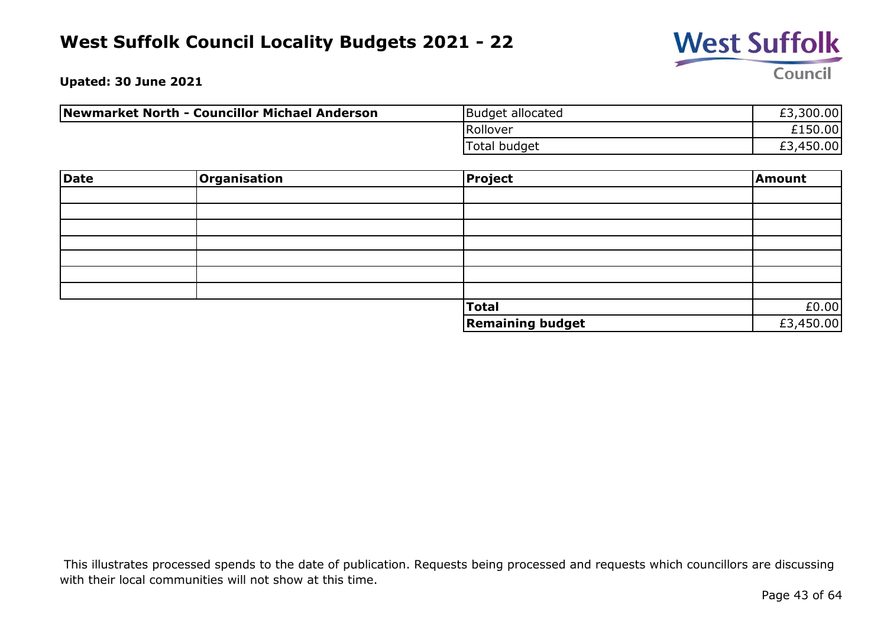# West Suffolk Council Locality Budgets 2021 - 22

**Upated: 30 June 2021**

| **Newmarket North - Councillor Michael Anderson** | Budget allocated | £3,300.00 |
|---|---|---|
| | Rollover | £150.00 |
| | Total budget | £3,450.00 |

| **Date** | **Organisation** | **Project** | **Amount** |
|---|---|---|---|
| | | | |
| | | | |
| | | | |
| | | | |
| | | | |
| | | | |
| | | | |
| | | **Total** | £0.00 |
| | | **Remaining budget** | £3,450.00 |

This illustrates processed spends to the date of publication. Requests being processed and requests which councillors are discussing with their local communities will not show at this time.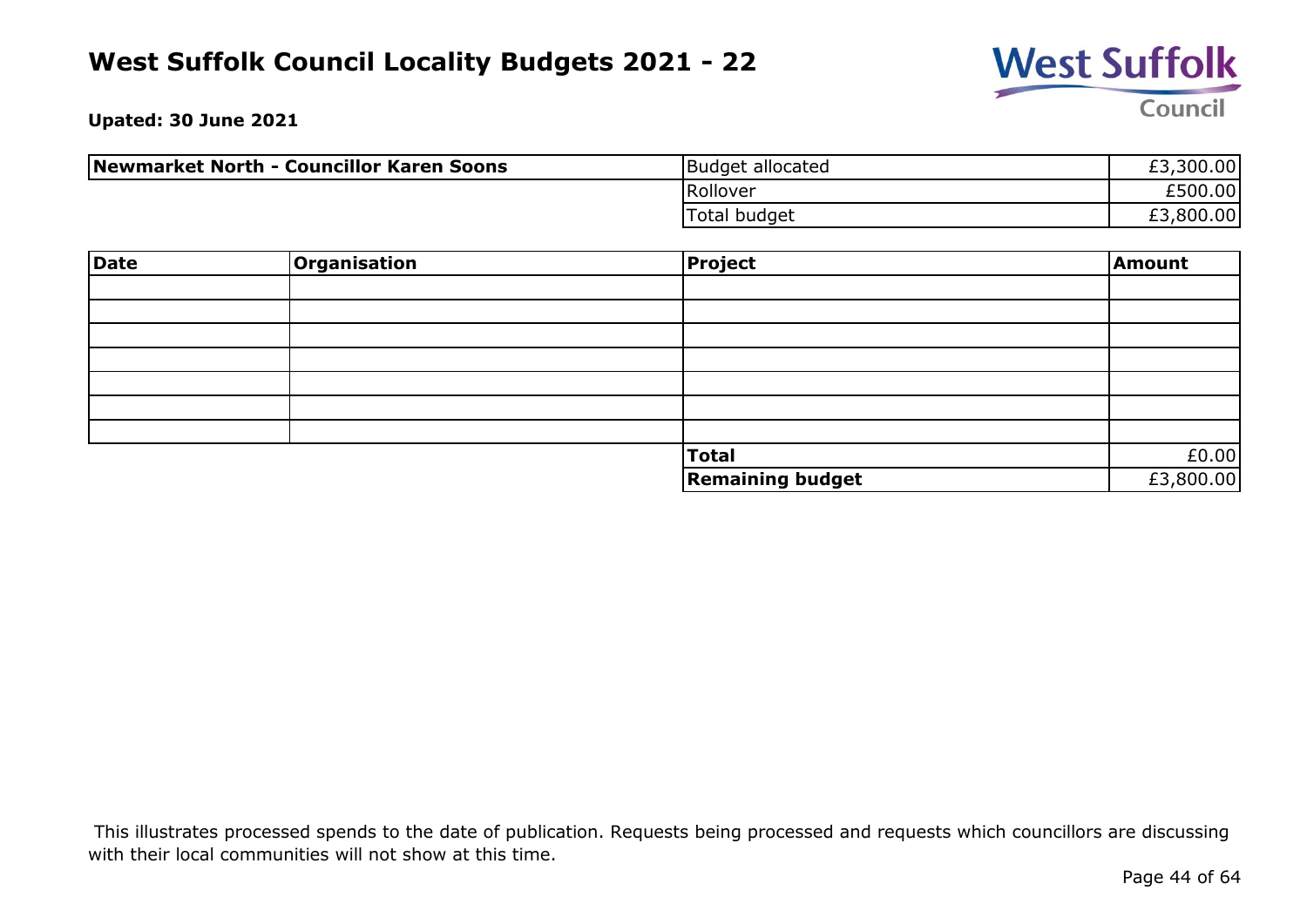# West Suffolk Council Locality Budgets 2021 - 22

**Upated: 30 June 2021**

| **Newmarket North - Councillor Karen Soons** | | |
|---|---|---|
| | Budget allocated | £3,300.00 |
| | Rollover | £500.00 |
| | Total budget | £3,800.00 |

| **Date** | **Organisation** | **Project** | **Amount** |
|---|---|---|---|
| | | | |
| | | | |
| | | | |
| | | | |
| | | | |
| | | | |
| | | | |
| | | **Total** | £0.00 |
| | | **Remaining budget** | £3,800.00 |

This illustrates processed spends to the date of publication. Requests being processed and requests which councillors are discussing with their local communities will not show at this time.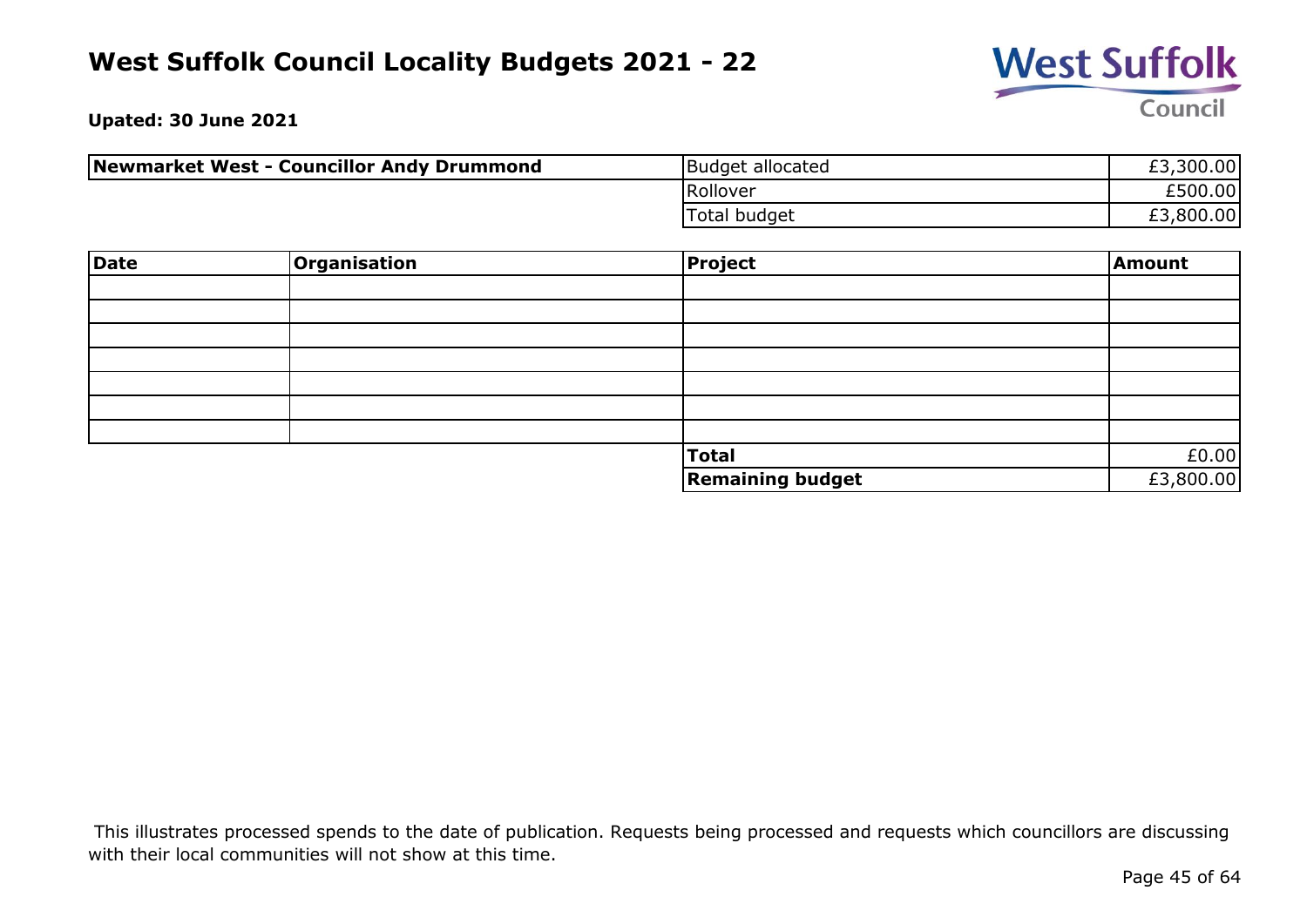# West Suffolk Council Locality Budgets 2021 - 22

**Upated: 30 June 2021**

| **Newmarket West - Councillor Andy Drummond** | Budget allocated | £3,300.00 |
|---|---|---|
| | Rollover | £500.00 |
| | Total budget | £3,800.00 |

| **Date** | **Organisation** | **Project** | **Amount** |
|---|---|---|---|
| | | | |
| | | | |
| | | | |
| | | | |
| | | | |
| | | | |
| | | | |
| | | **Total** | £0.00 |
| | | **Remaining budget** | £3,800.00 |

This illustrates processed spends to the date of publication. Requests being processed and requests which councillors are discussing with their local communities will not show at this time.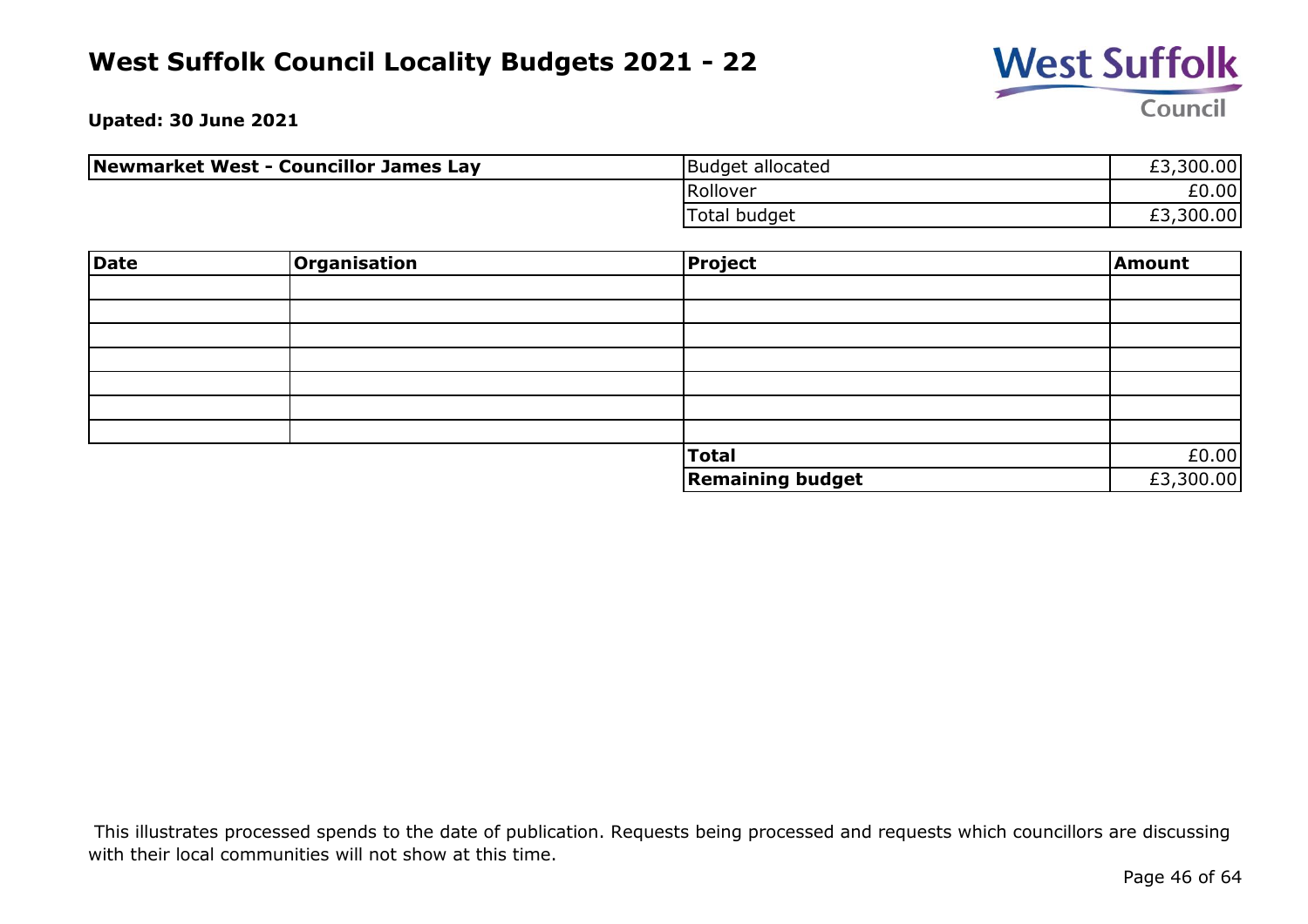# West Suffolk Council Locality Budgets 2021 - 22

**Upated: 30 June 2021**

| **Newmarket West - Councillor James Lay** | Budget allocated | £3,300.00 |
|---|---|---|
| | Rollover | £0.00 |
| | Total budget | £3,300.00 |

| Date | Organisation | Project | Amount |
|---|---|---|---|
| | | | |
| | | | |
| | | | |
| | | | |
| | | | |
| | | | |
| | | | |
| | | **Total** | £0.00 |
| | | **Remaining budget** | £3,300.00 |

This illustrates processed spends to the date of publication. Requests being processed and requests which councillors are discussing with their local communities will not show at this time.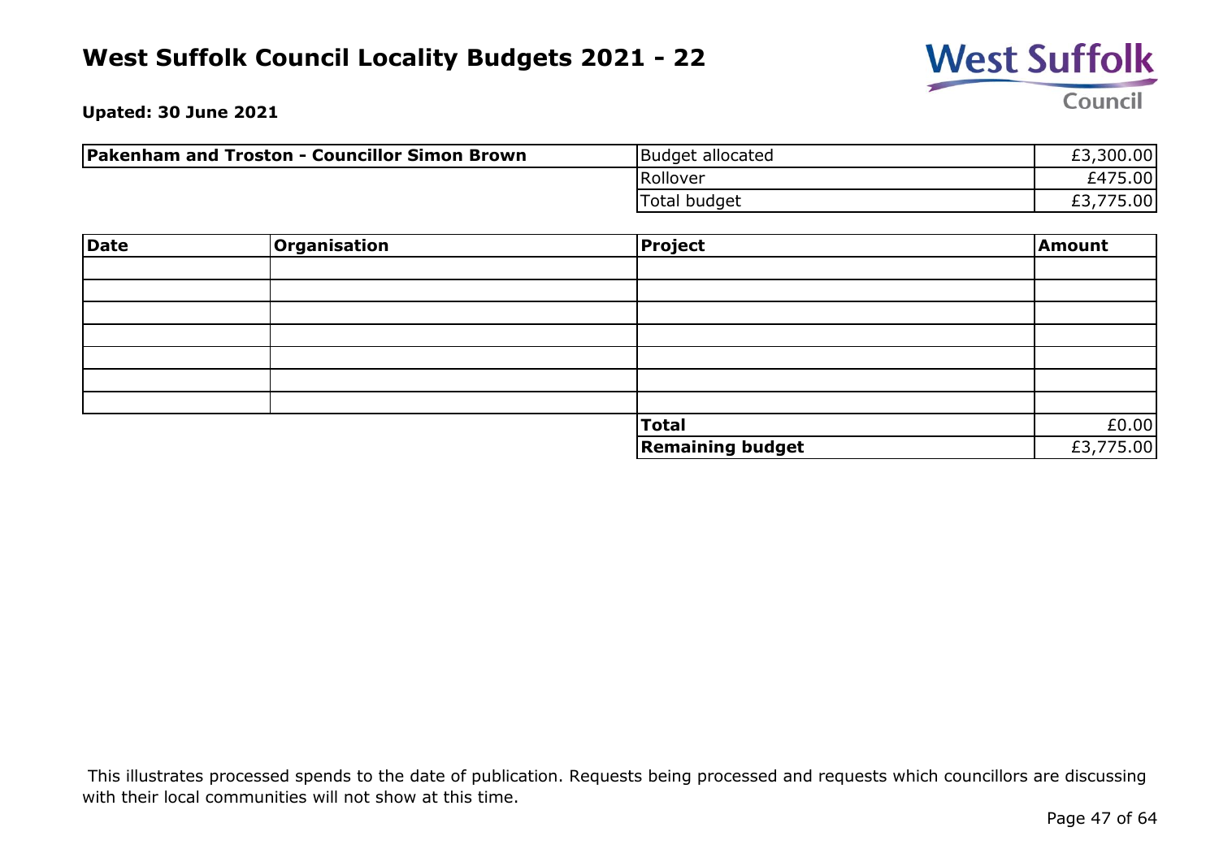# West Suffolk Council Locality Budgets 2021 - 22

**Upated: 30 June 2021**

| Pakenham and Troston - Councillor Simon Brown | | |
|---|---|---|
| | Budget allocated | £3,300.00 |
| | Rollover | £475.00 |
| | Total budget | £3,775.00 |

| Date | Organisation | Project | Amount |
|---|---|---|---|
| | | | |
| | | | |
| | | | |
| | | | |
| | | | |
| | | | |
| | | | |
| | | **Total** | £0.00 |
| | | **Remaining budget** | £3,775.00 |

This illustrates processed spends to the date of publication. Requests being processed and requests which councillors are discussing with their local communities will not show at this time.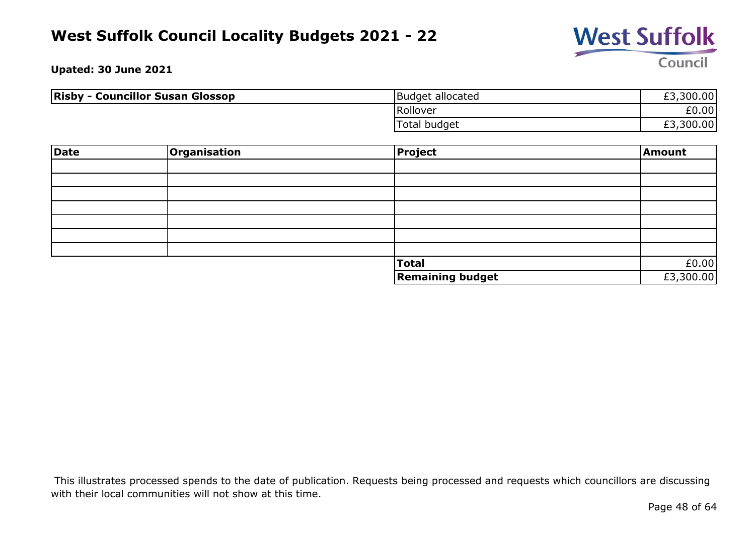# West Suffolk Council Locality Budgets 2021 - 22

**Upated: 30 June 2021**

| Risby - Councillor Susan Glossop | Budget allocated | £3,300.00 |
|---|---|---|
| | Rollover | £0.00 |
| | Total budget | £3,300.00 |

| Date | Organisation | Project | Amount |
|---|---|---|---|
| | | | |
| | | | |
| | | | |
| | | | |
| | | | |
| | | | |
| | | | |
| | | **Total** | £0.00 |
| | | **Remaining budget** | £3,300.00 |

This illustrates processed spends to the date of publication. Requests being processed and requests which councillors are discussing with their local communities will not show at this time.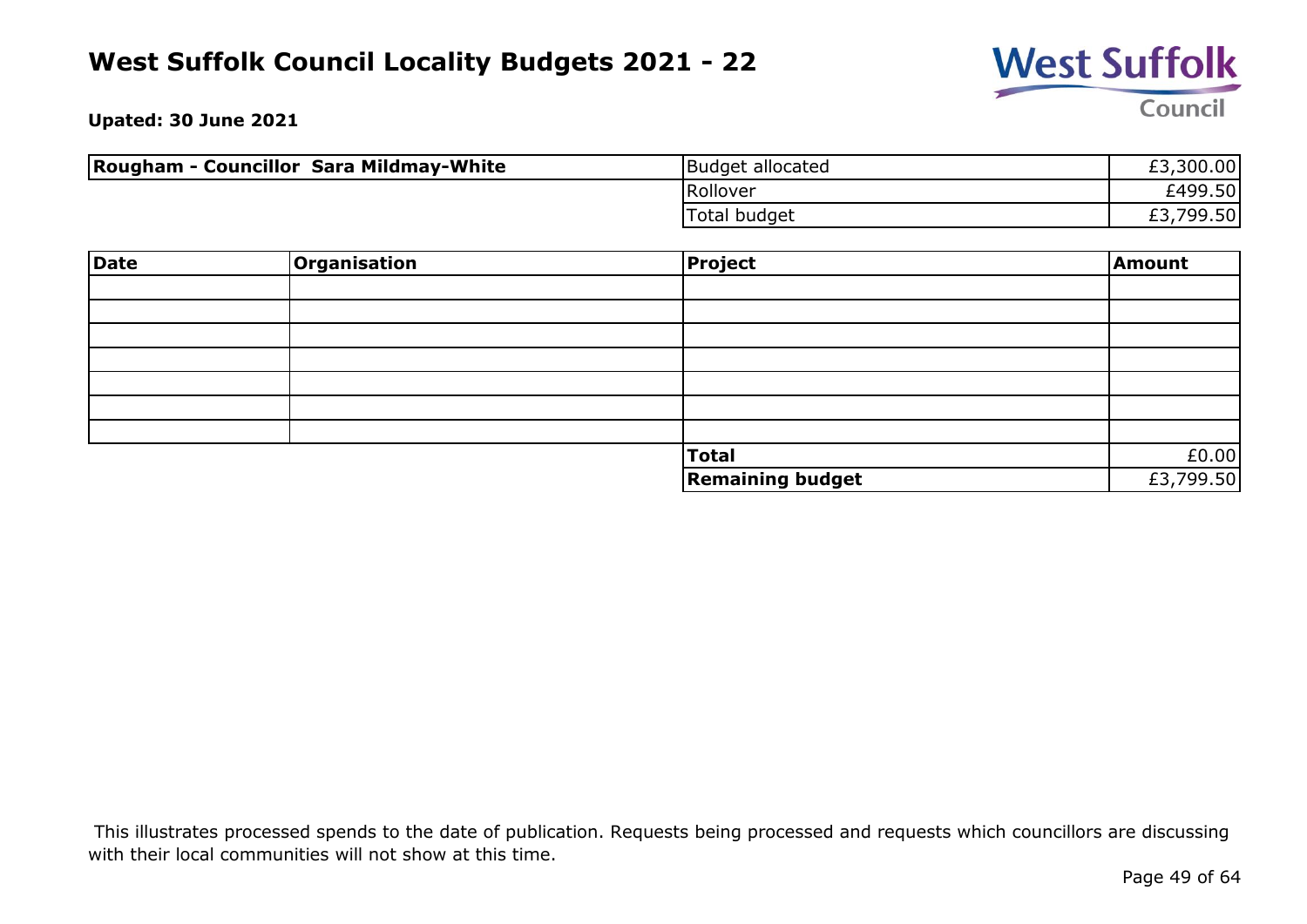# West Suffolk Council Locality Budgets 2021 - 22

**Upated: 30 June 2021**

| **Rougham - Councillor Sara Mildmay-White** | Budget allocated | £3,300.00 |
|---|---|---|
| | Rollover | £499.50 |
| | Total budget | £3,799.50 |

| **Date** | **Organisation** | **Project** | **Amount** |
|---|---|---|---|
| | | | |
| | | | |
| | | | |
| | | | |
| | | | |
| | | | |
| | | | |
| | | **Total** | £0.00 |
| | | **Remaining budget** | £3,799.50 |

This illustrates processed spends to the date of publication. Requests being processed and requests which councillors are discussing with their local communities will not show at this time.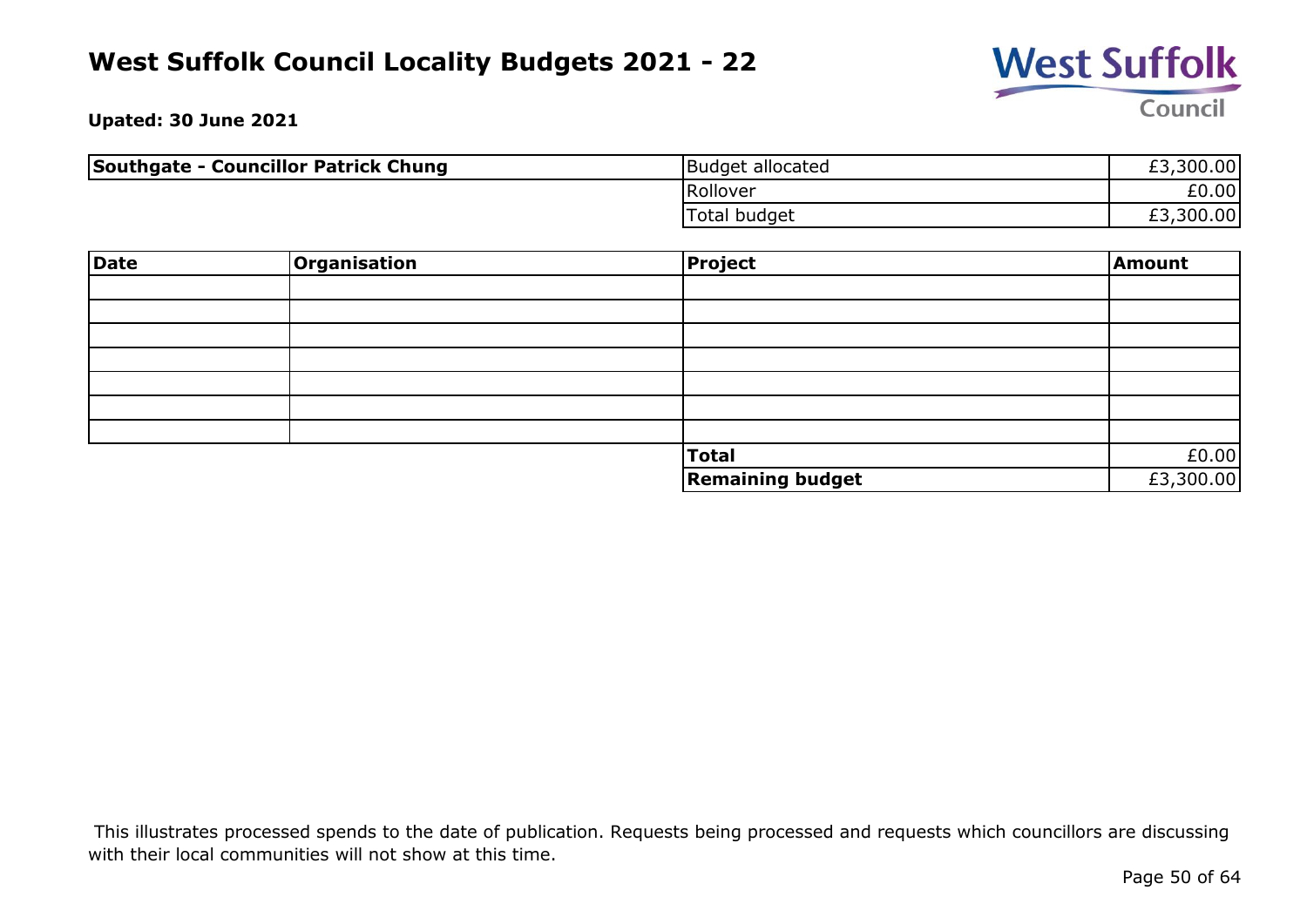# West Suffolk Council Locality Budgets 2021 - 22

**Upated: 30 June 2021**

| **Southgate - Councillor Patrick Chung** | | |
|---|---|---|
| | Budget allocated | £3,300.00 |
| | Rollover | £0.00 |
| | Total budget | £3,300.00 |

| **Date** | **Organisation** | **Project** | **Amount** |
|---|---|---|---|
| | | | |
| | | | |
| | | | |
| | | | |
| | | | |
| | | | |
| | | | |
| | | **Total** | £0.00 |
| | | **Remaining budget** | £3,300.00 |

This illustrates processed spends to the date of publication. Requests being processed and requests which councillors are discussing with their local communities will not show at this time.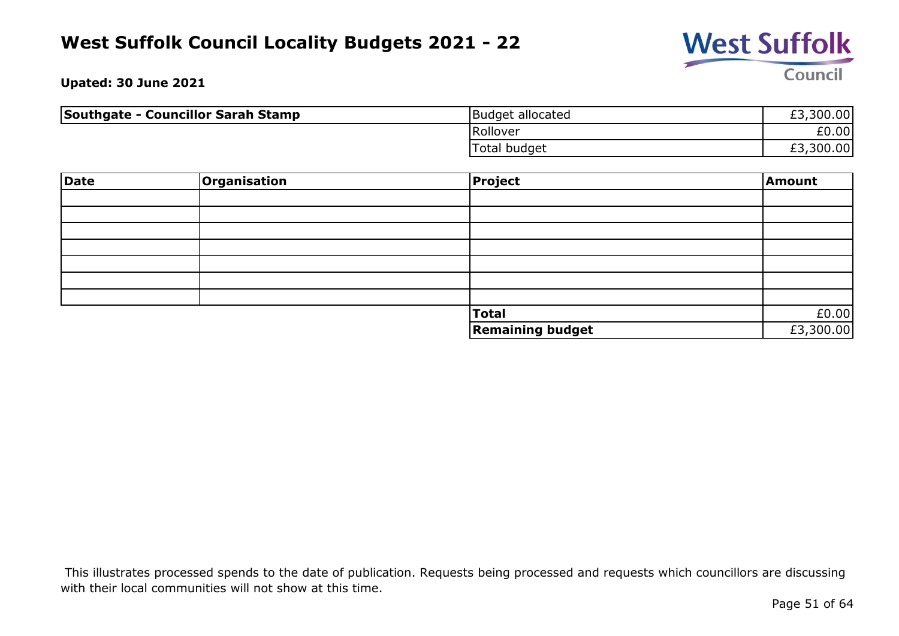# West Suffolk Council Locality Budgets 2021 - 22

**Upated: 30 June 2021**

| **Southgate - Councillor Sarah Stamp** | Budget allocated | £3,300.00 |
|---|---|---|
| | Rollover | £0.00 |
| | Total budget | £3,300.00 |

| **Date** | **Organisation** | **Project** | **Amount** |
|---|---|---|---|
| | | | |
| | | | |
| | | | |
| | | | |
| | | | |
| | | | |
| | | | |
| | | **Total** | £0.00 |
| | | **Remaining budget** | £3,300.00 |

This illustrates processed spends to the date of publication. Requests being processed and requests which councillors are discussing with their local communities will not show at this time.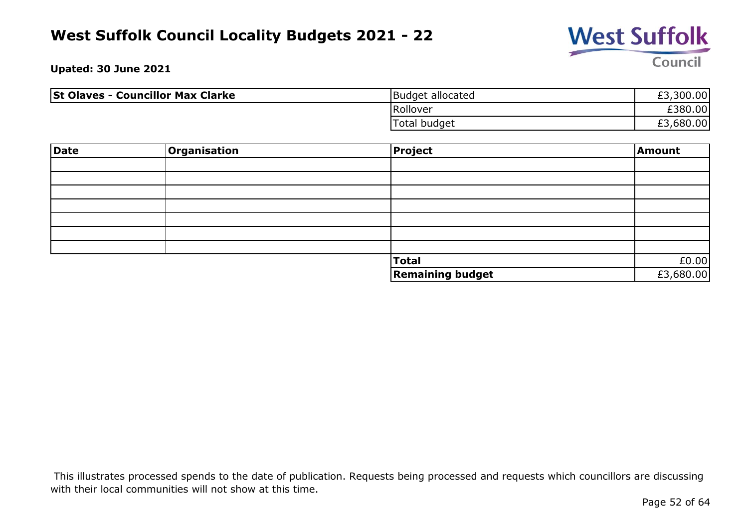# West Suffolk Council Locality Budgets 2021 - 22

**Upated: 30 June 2021**

| **St Olaves - Councillor Max Clarke** | Budget allocated | £3,300.00 |
|---|---|---|
| | Rollover | £380.00 |
| | Total budget | £3,680.00 |

| **Date** | **Organisation** | **Project** | **Amount** |
|---|---|---|---|
| | | | |
| | | | |
| | | | |
| | | | |
| | | | |
| | | | |
| | | | |
| | | **Total** | £0.00 |
| | | **Remaining budget** | £3,680.00 |

This illustrates processed spends to the date of publication. Requests being processed and requests which councillors are discussing with their local communities will not show at this time.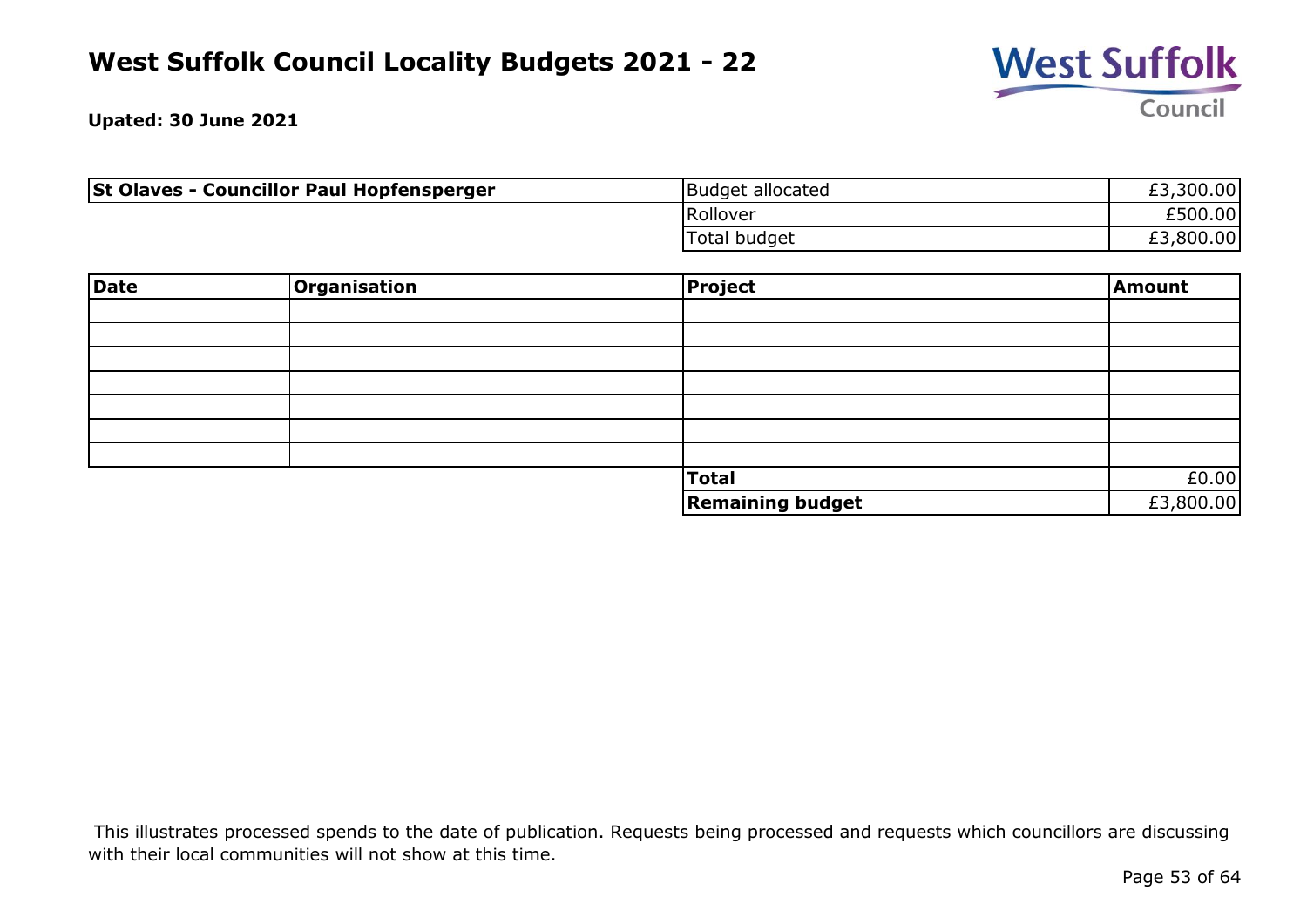# West Suffolk Council Locality Budgets 2021 - 22

**Upated: 30 June 2021**

| **St Olaves - Councillor Paul Hopfensperger** | Budget allocated | £3,300.00 |
|---|---|---|
| | Rollover | £500.00 |
| | Total budget | £3,800.00 |

| **Date** | **Organisation** | **Project** | **Amount** |
|---|---|---|---|
| | | | |
| | | | |
| | | | |
| | | | |
| | | | |
| | | | |
| | | | |
| | | **Total** | £0.00 |
| | | **Remaining budget** | £3,800.00 |

This illustrates processed spends to the date of publication. Requests being processed and requests which councillors are discussing with their local communities will not show at this time.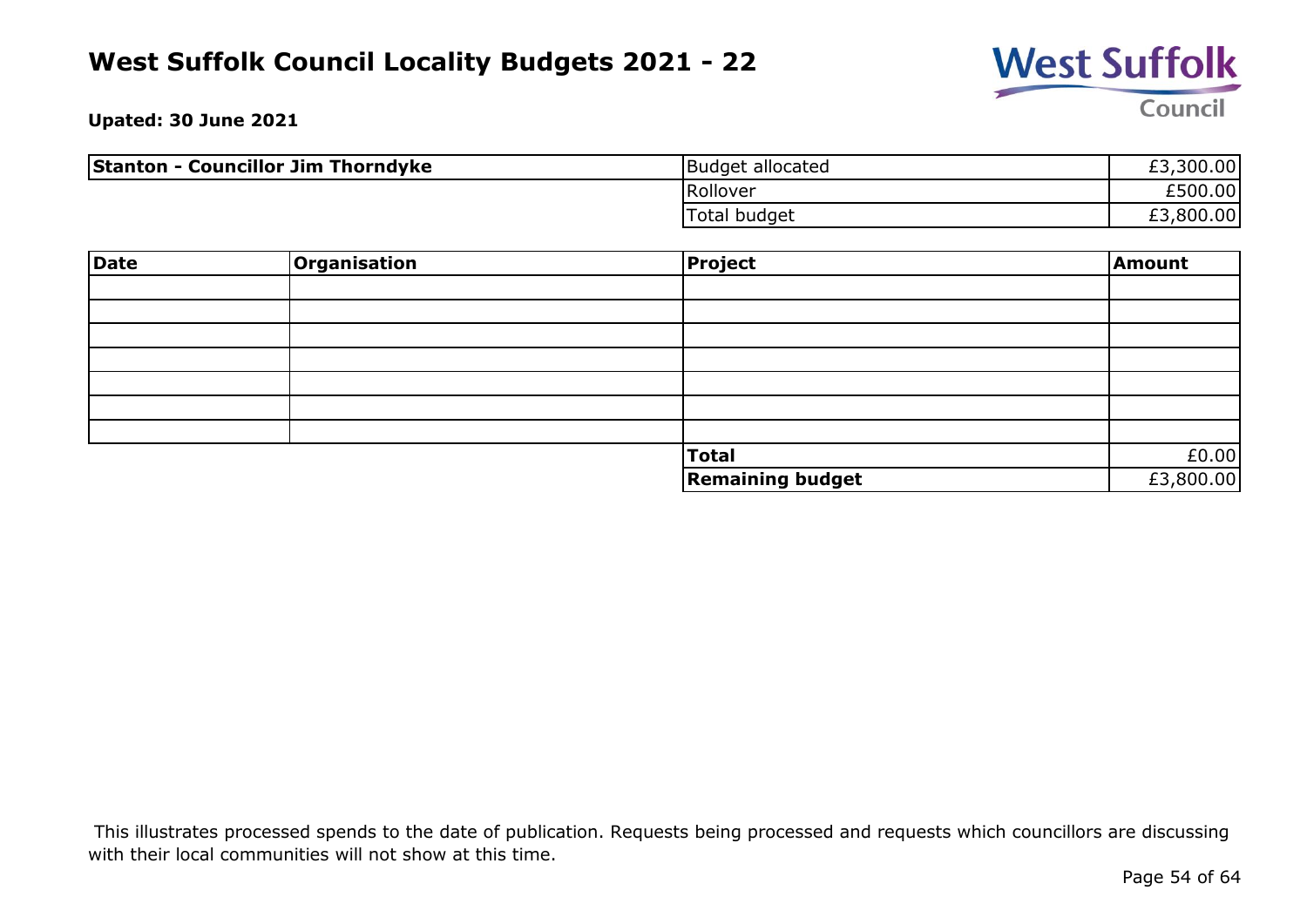# West Suffolk Council Locality Budgets 2021 - 22

**Upated: 30 June 2021**

| **Stanton - Councillor Jim Thorndyke** | Budget allocated | £3,300.00 |
|---|---|---|
| | Rollover | £500.00 |
| | Total budget | £3,800.00 |

| **Date** | **Organisation** | **Project** | **Amount** |
|---|---|---|---|
| | | | |
| | | | |
| | | | |
| | | | |
| | | | |
| | | | |
| | | | |
| | | **Total** | £0.00 |
| | | **Remaining budget** | £3,800.00 |

This illustrates processed spends to the date of publication. Requests being processed and requests which councillors are discussing with their local communities will not show at this time.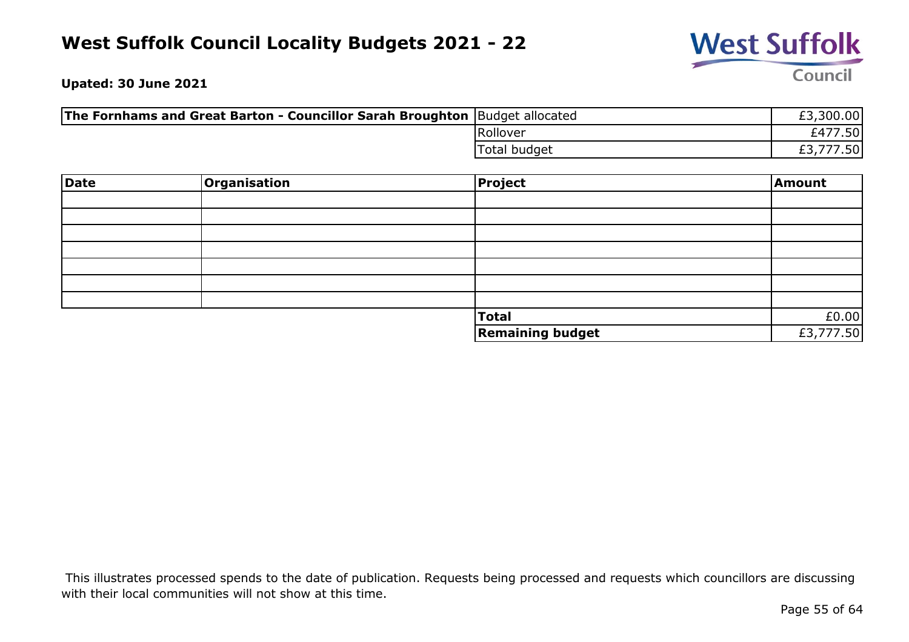# West Suffolk Council Locality Budgets 2021 - 22

**Upated: 30 June 2021**

| **The Fornhams and Great Barton - Councillor Sarah Broughton** | Budget allocated | £3,300.00 |
|---|---|---|
| | Rollover | £477.50 |
| | Total budget | £3,777.50 |

| Date | Organisation | Project | Amount |
|---|---|---|---|
| | | | |
| | | | |
| | | | |
| | | | |
| | | | |
| | | | |
| | | | |
| | | **Total** | £0.00 |
| | | **Remaining budget** | £3,777.50 |

This illustrates processed spends to the date of publication. Requests being processed and requests which councillors are discussing with their local communities will not show at this time.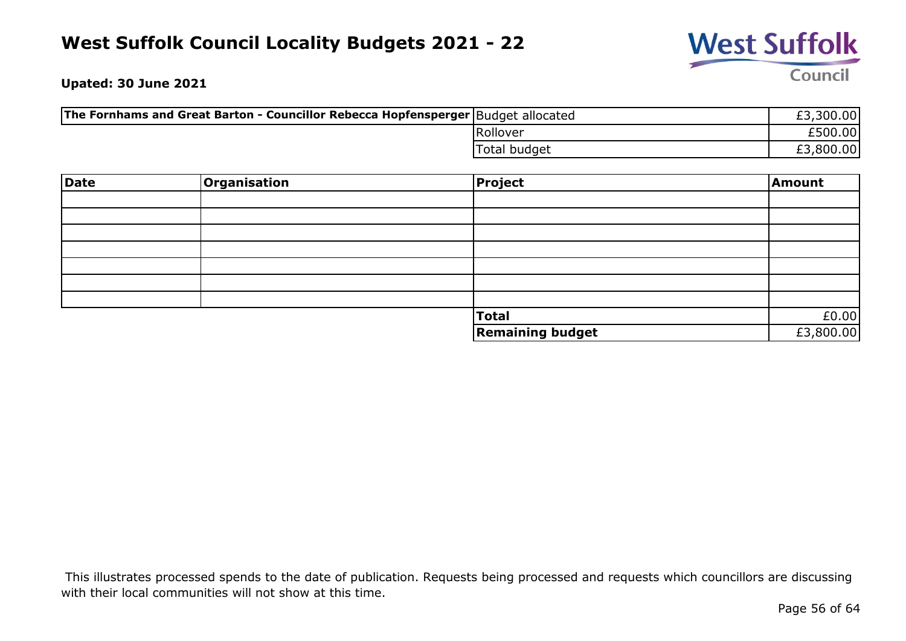# West Suffolk Council Locality Budgets 2021 - 22

**Upated: 30 June 2021**

| **The Fornhams and Great Barton - Councillor Rebecca Hopfensperger** | Budget allocated | £3,300.00 |
|---|---|---|
| | Rollover | £500.00 |
| | Total budget | £3,800.00 |

| **Date** | **Organisation** | **Project** | **Amount** |
|---|---|---|---|
| | | | |
| | | | |
| | | | |
| | | | |
| | | | |
| | | | |
| | | | |
| | | **Total** | £0.00 |
| | | **Remaining budget** | £3,800.00 |

This illustrates processed spends to the date of publication. Requests being processed and requests which councillors are discussing with their local communities will not show at this time.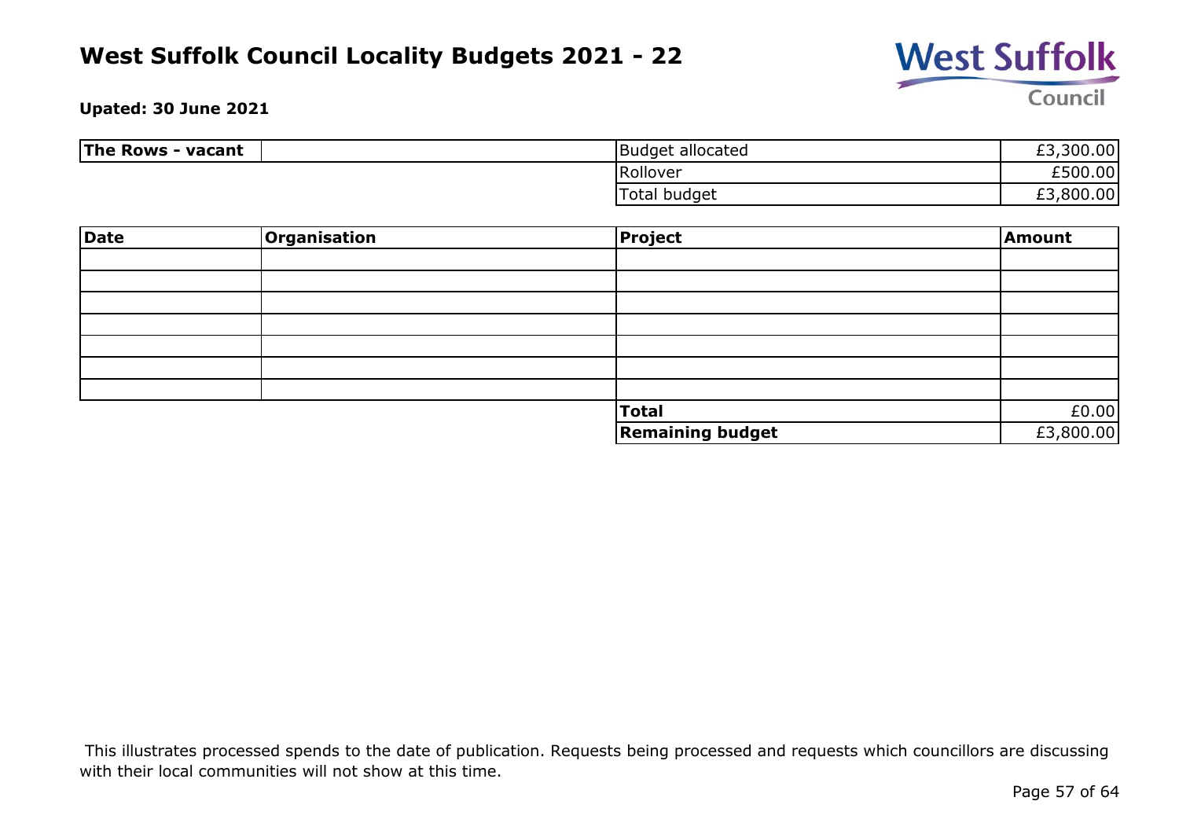# West Suffolk Council Locality Budgets 2021 - 22

**Upated: 30 June 2021**

| **The Rows - vacant** | | | |
|---|---|---|---|
| | | Budget allocated | £3,300.00 |
| | | Rollover | £500.00 |
| | | Total budget | £3,800.00 |

| **Date** | **Organisation** | **Project** | **Amount** |
|---|---|---|---|
| | | | |
| | | | |
| | | | |
| | | | |
| | | | |
| | | | |
| | | | |
| | | **Total** | £0.00 |
| | | **Remaining budget** | £3,800.00 |

This illustrates processed spends to the date of publication. Requests being processed and requests which councillors are discussing with their local communities will not show at this time.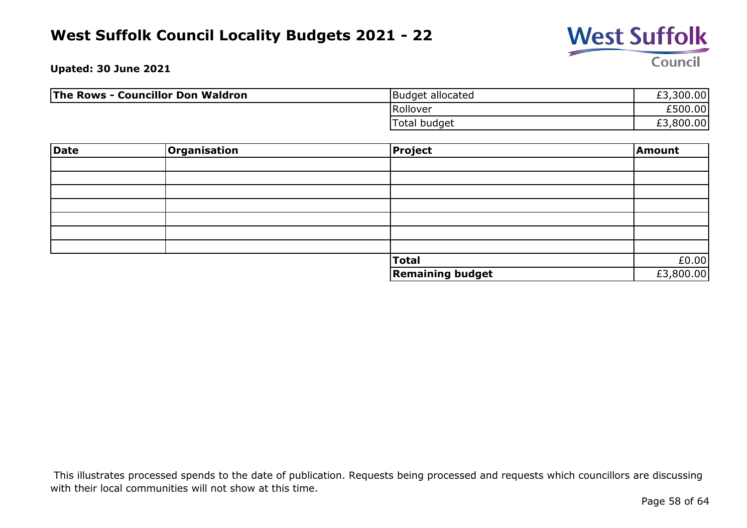# West Suffolk Council Locality Budgets 2021 - 22

**Upated: 30 June 2021**

| **The Rows - Councillor Don Waldron** | Budget allocated | £3,300.00 |
|---|---|---|
| | Rollover | £500.00 |
| | Total budget | £3,800.00 |

| **Date** | **Organisation** | **Project** | **Amount** |
|---|---|---|---|
| | | | |
| | | | |
| | | | |
| | | | |
| | | | |
| | | | |
| | | | |
| | | **Total** | £0.00 |
| | | **Remaining budget** | £3,800.00 |

This illustrates processed spends to the date of publication. Requests being processed and requests which councillors are discussing with their local communities will not show at this time.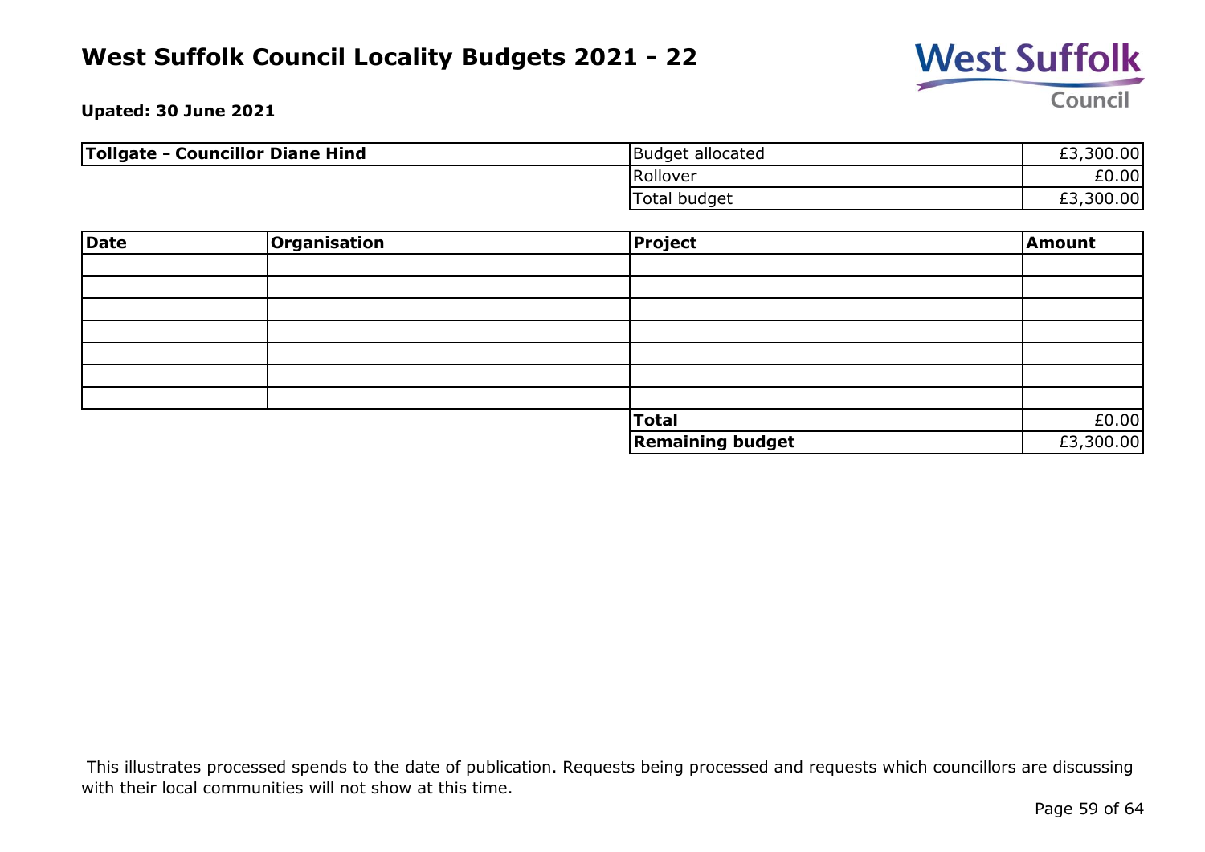# West Suffolk Council Locality Budgets 2021 - 22

**Upated: 30 June 2021**

| **Tollgate - Councillor Diane Hind** | Budget allocated | £3,300.00 |
|---|---|---|
| | Rollover | £0.00 |
| | Total budget | £3,300.00 |

| **Date** | **Organisation** | **Project** | **Amount** |
|---|---|---|---|
| | | | |
| | | | |
| | | | |
| | | | |
| | | | |
| | | | |
| | | | |
| | | **Total** | £0.00 |
| | | **Remaining budget** | £3,300.00 |

This illustrates processed spends to the date of publication. Requests being processed and requests which councillors are discussing with their local communities will not show at this time.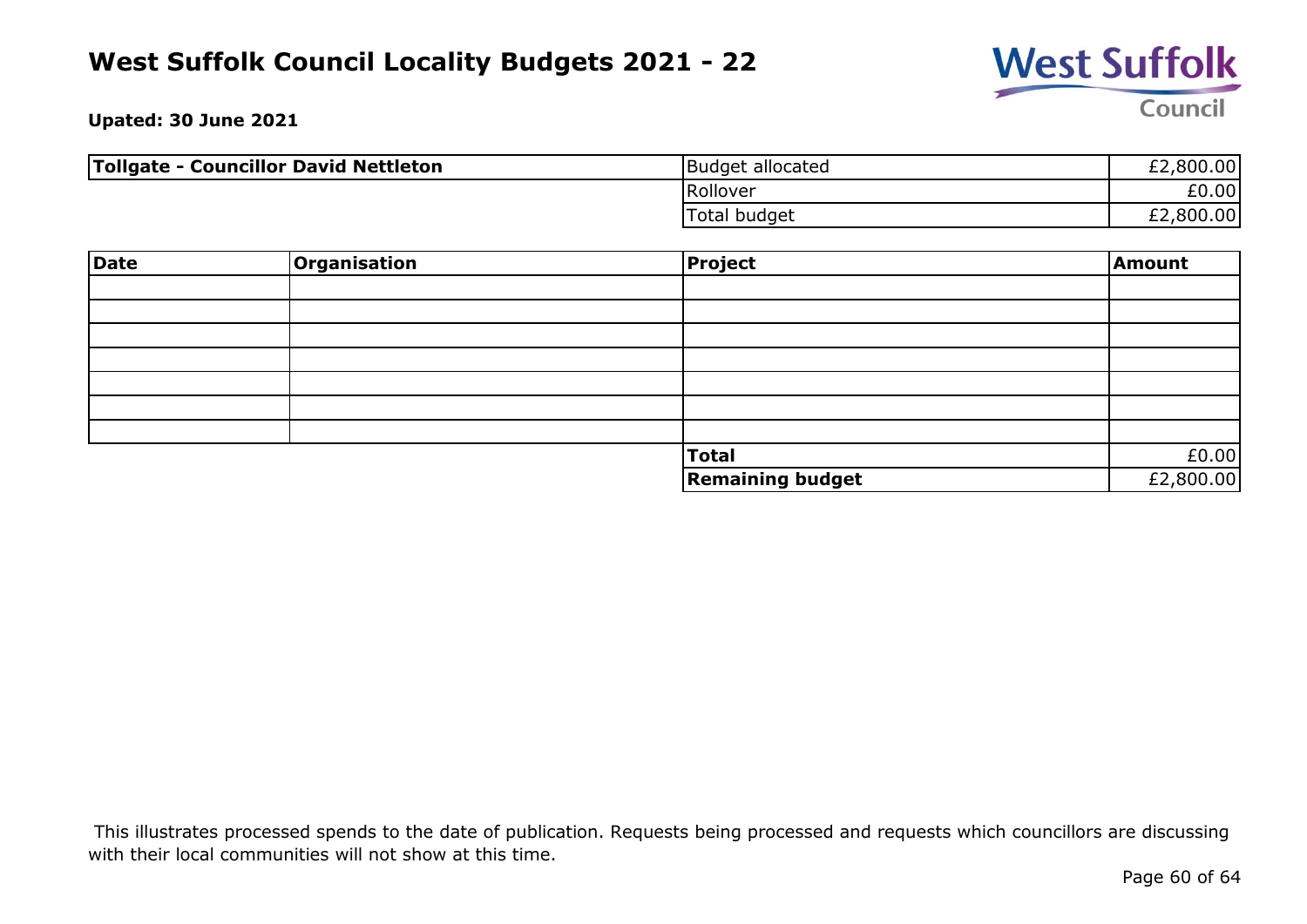# West Suffolk Council Locality Budgets 2021 - 22

**Upated: 30 June 2021**

| **Tollgate - Councillor David Nettleton** | | |
|---|---|---|
| | Budget allocated | £2,800.00 |
| | Rollover | £0.00 |
| | Total budget | £2,800.00 |

| **Date** | **Organisation** | **Project** | **Amount** |
|---|---|---|---|
| | | | |
| | | | |
| | | | |
| | | | |
| | | | |
| | | | |
| | | | |
| | | **Total** | £0.00 |
| | | **Remaining budget** | £2,800.00 |

This illustrates processed spends to the date of publication. Requests being processed and requests which councillors are discussing with their local communities will not show at this time.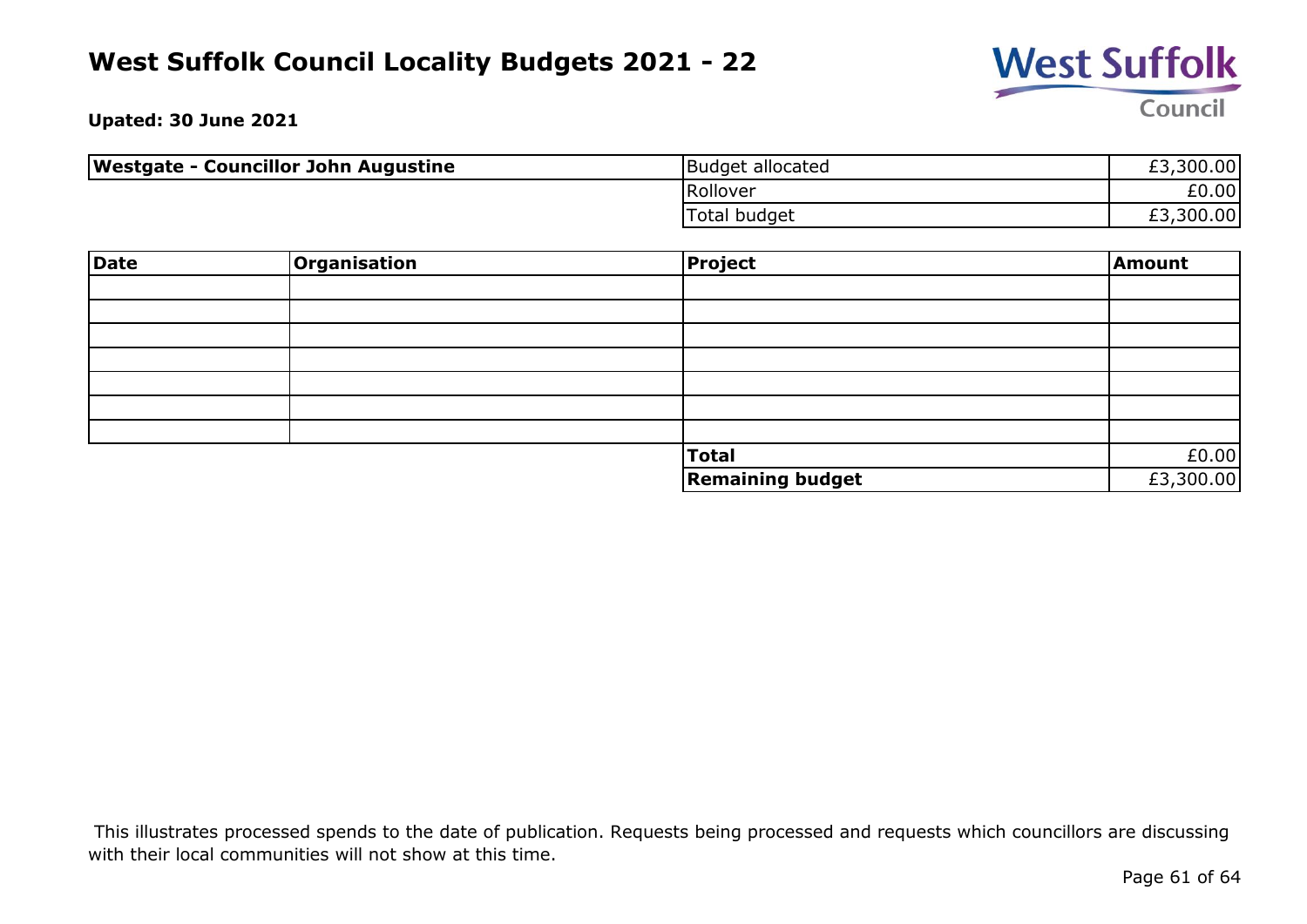# West Suffolk Council Locality Budgets 2021 - 22

**Upated: 30 June 2021**

| **Westgate - Councillor John Augustine** | | |
|---|---|---|
| | Budget allocated | £3,300.00 |
| | Rollover | £0.00 |
| | Total budget | £3,300.00 |

| Date | Organisation | Project | Amount |
|---|---|---|---|
| | | | |
| | | | |
| | | | |
| | | | |
| | | | |
| | | | |
| | | | |
| | | **Total** | £0.00 |
| | | **Remaining budget** | £3,300.00 |

This illustrates processed spends to the date of publication. Requests being processed and requests which councillors are discussing with their local communities will not show at this time.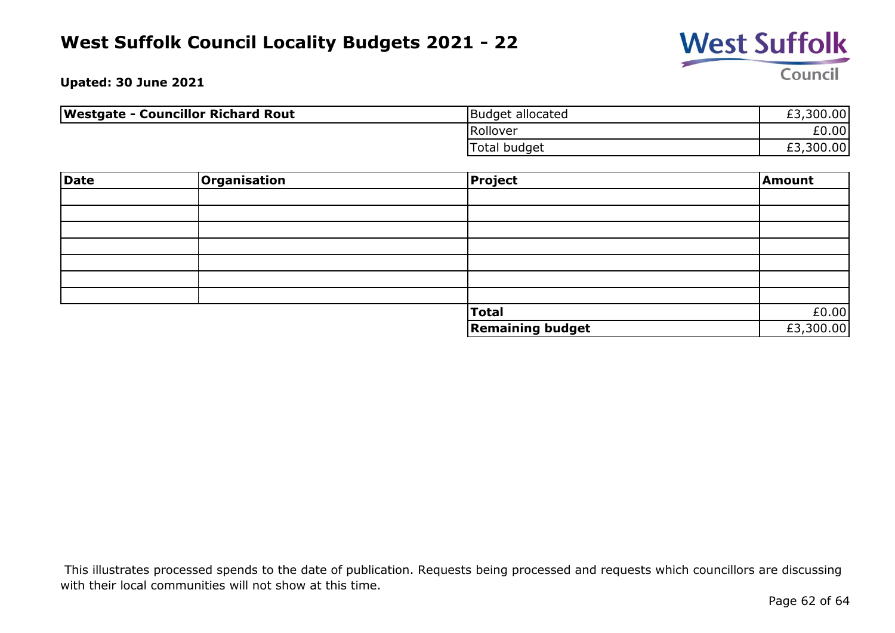# West Suffolk Council Locality Budgets 2021 - 22

**Upated: 30 June 2021**

| **Westgate - Councillor Richard Rout** | Budget allocated | £3,300.00 |
|---|---|---|
| | Rollover | £0.00 |
| | Total budget | £3,300.00 |

| **Date** | **Organisation** | **Project** | **Amount** |
|---|---|---|---|
| | | | |
| | | | |
| | | | |
| | | | |
| | | | |
| | | | |
| | | | |
| | | **Total** | £0.00 |
| | | **Remaining budget** | £3,300.00 |

This illustrates processed spends to the date of publication. Requests being processed and requests which councillors are discussing with their local communities will not show at this time.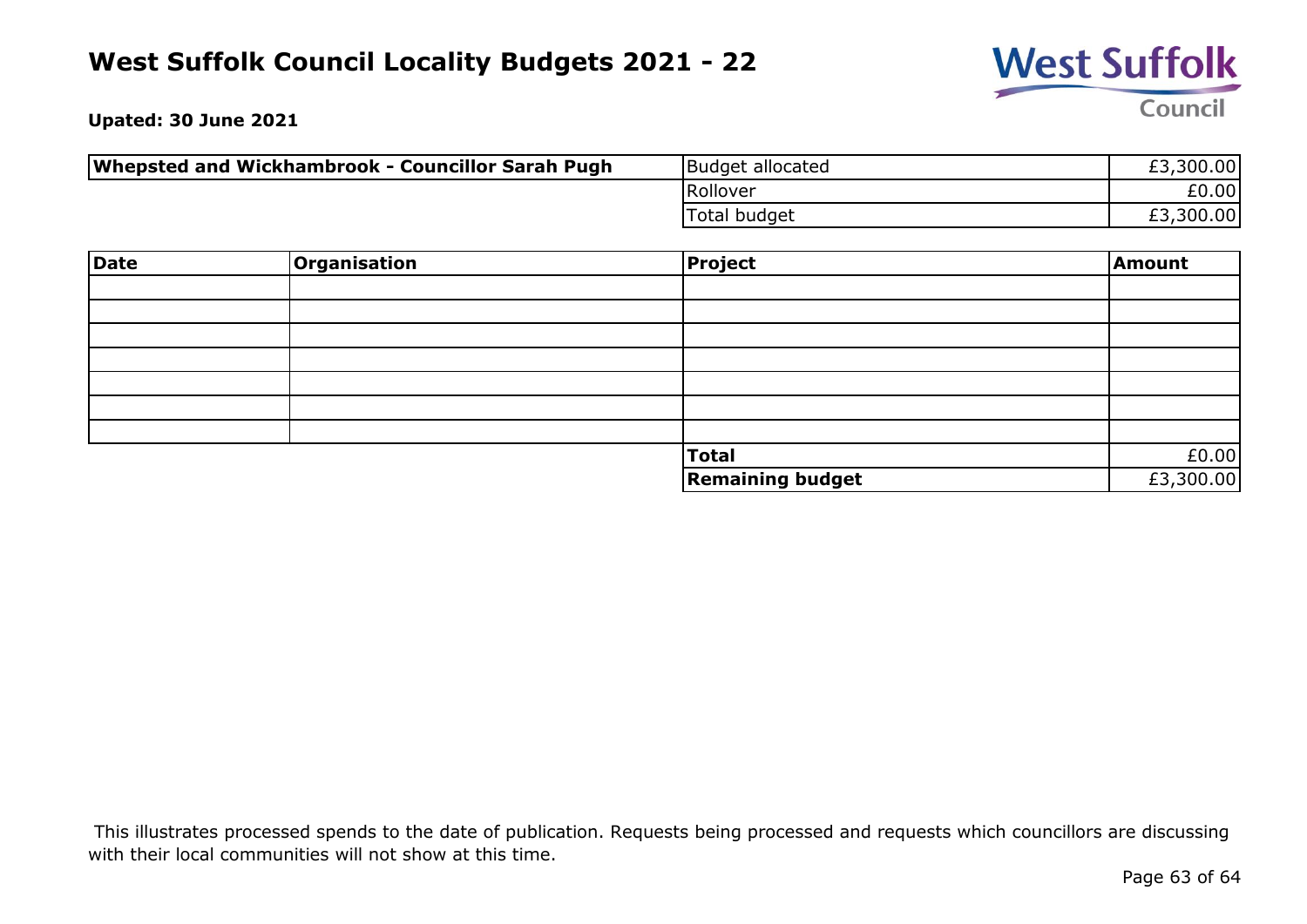# West Suffolk Council Locality Budgets 2021 - 22

**Upated: 30 June 2021**

| **Whepsted and Wickhambrook - Councillor Sarah Pugh** | | |
|---|---|---|
| | Budget allocated | £3,300.00 |
| | Rollover | £0.00 |
| | Total budget | £3,300.00 |

| Date | Organisation | Project | Amount |
|---|---|---|---|
| | | | |
| | | | |
| | | | |
| | | | |
| | | | |
| | | | |
| | | | |
| | | **Total** | £0.00 |
| | | **Remaining budget** | £3,300.00 |

This illustrates processed spends to the date of publication. Requests being processed and requests which councillors are discussing with their local communities will not show at this time.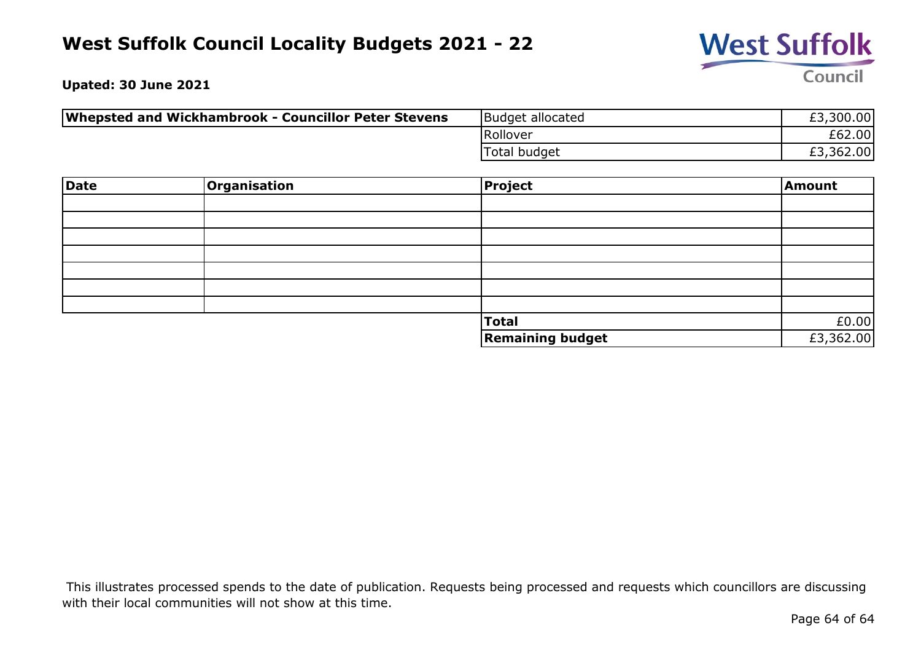# West Suffolk Council Locality Budgets 2021 - 22

**Upated: 30 June 2021**

| | | |
|---|---|---|
| **Whepsted and Wickhambrook - Councillor Peter Stevens** | Budget allocated | £3,300.00 |
| | Rollover | £62.00 |
| | Total budget | £3,362.00 |

| Date | Organisation | Project | Amount |
|---|---|---|---|
| | | | |
| | | | |
| | | | |
| | | | |
| | | | |
| | | | |
| | | | |
| | | **Total** | £0.00 |
| | | **Remaining budget** | £3,362.00 |

This illustrates processed spends to the date of publication. Requests being processed and requests which councillors are discussing with their local communities will not show at this time.